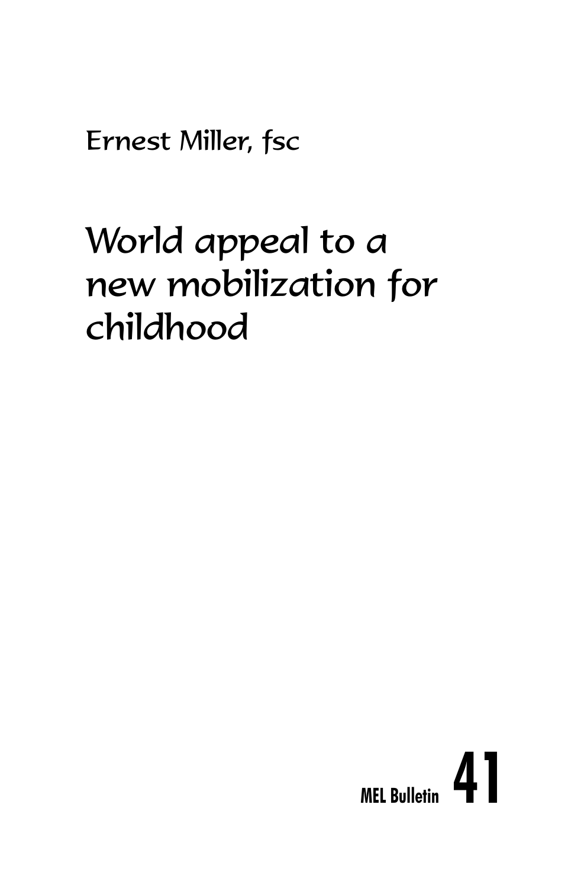Ernest Miller, fsc

# World appeal to a new mobilization for childhood

MEL Bulletin **41**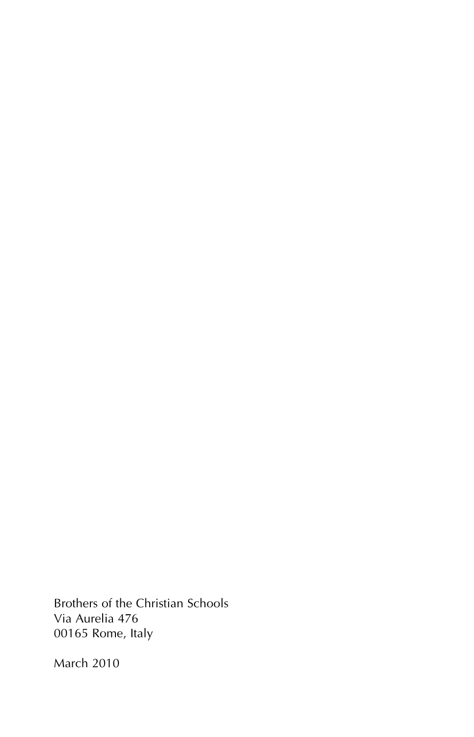Brothers of the Christian Schools
Via Aurelia 476
00165 Rome, Italy

March 2010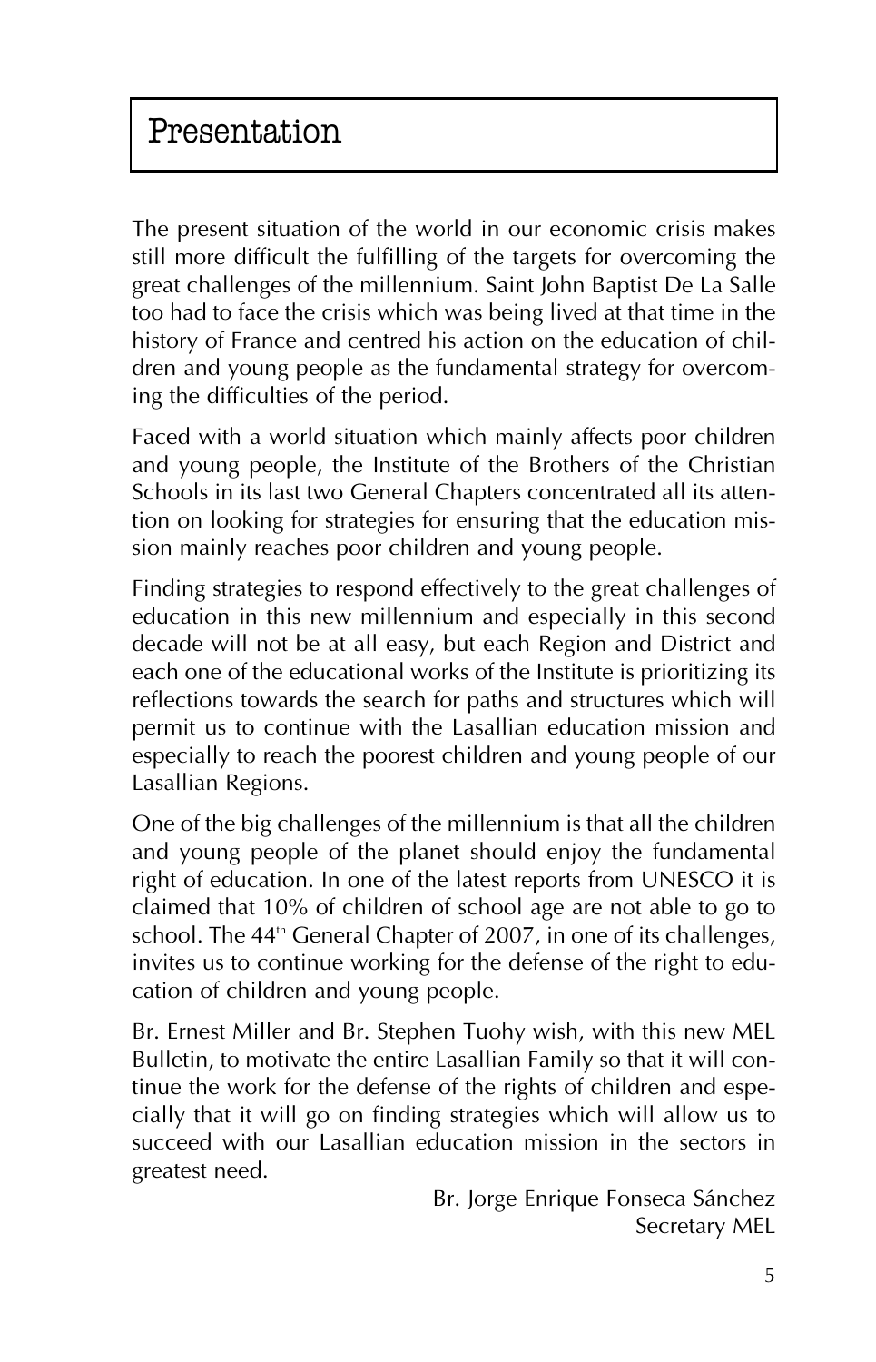# Presentation

The present situation of the world in our economic crisis makes still more difficult the fulfilling of the targets for overcoming the great challenges of the millennium. Saint John Baptist De La Salle too had to face the crisis which was being lived at that time in the history of France and centred his action on the education of children and young people as the fundamental strategy for overcoming the difficulties of the period.

Faced with a world situation which mainly affects poor children and young people, the Institute of the Brothers of the Christian Schools in its last two General Chapters concentrated all its attention on looking for strategies for ensuring that the education mission mainly reaches poor children and young people.

Finding strategies to respond effectively to the great challenges of education in this new millennium and especially in this second decade will not be at all easy, but each Region and District and each one of the educational works of the Institute is prioritizing its reflections towards the search for paths and structures which will permit us to continue with the Lasallian education mission and especially to reach the poorest children and young people of our Lasallian Regions.

One of the big challenges of the millennium is that all the children and young people of the planet should enjoy the fundamental right of education. In one of the latest reports from UNESCO it is claimed that 10% of children of school age are not able to go to school. The 44th General Chapter of 2007, in one of its challenges, invites us to continue working for the defense of the right to education of children and young people.

Br. Ernest Miller and Br. Stephen Tuohy wish, with this new MEL Bulletin, to motivate the entire Lasallian Family so that it will continue the work for the defense of the rights of children and especially that it will go on finding strategies which will allow us to succeed with our Lasallian education mission in the sectors in greatest need.

Br. Jorge Enrique Fonseca Sánchez
Secretary MEL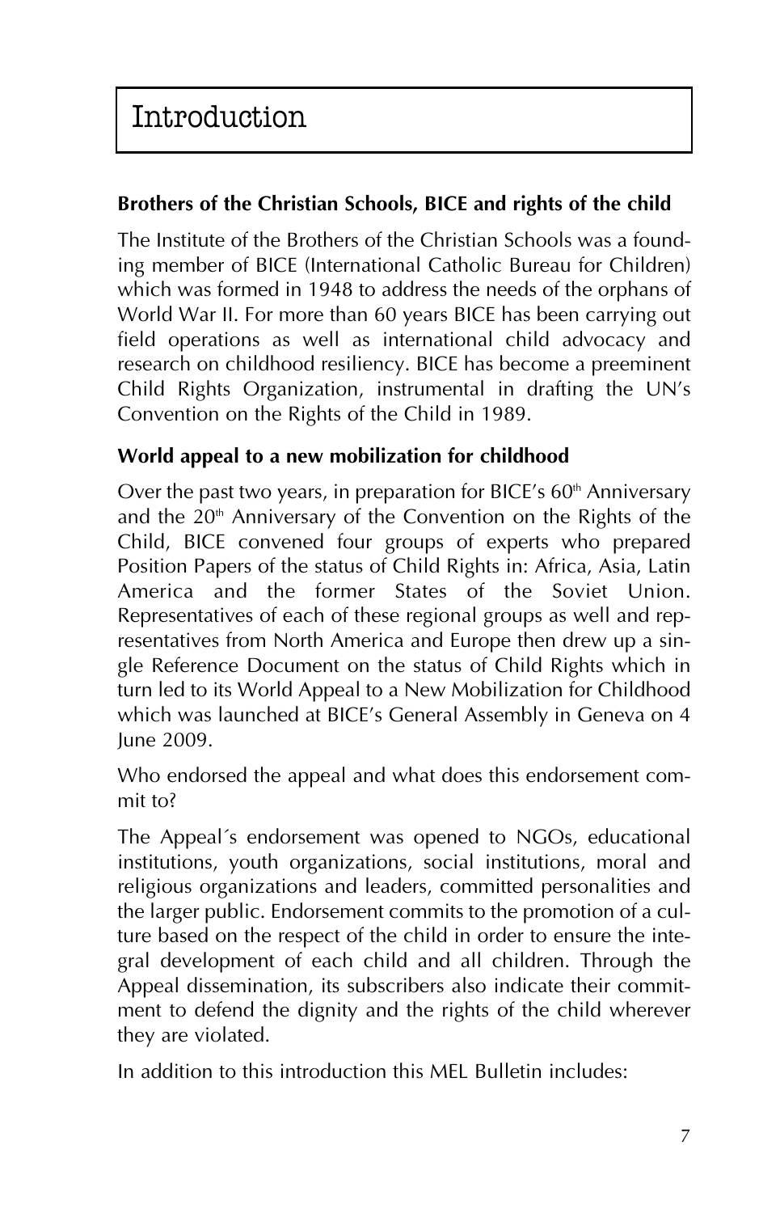# Introduction

**Brothers of the Christian Schools, BICE and rights of the child**

The Institute of the Brothers of the Christian Schools was a founding member of BICE (International Catholic Bureau for Children) which was formed in 1948 to address the needs of the orphans of World War II. For more than 60 years BICE has been carrying out field operations as well as international child advocacy and research on childhood resiliency. BICE has become a preeminent Child Rights Organization, instrumental in drafting the UN's Convention on the Rights of the Child in 1989.

**World appeal to a new mobilization for childhood**

Over the past two years, in preparation for BICE's 60th Anniversary and the 20th Anniversary of the Convention on the Rights of the Child, BICE convened four groups of experts who prepared Position Papers of the status of Child Rights in: Africa, Asia, Latin America and the former States of the Soviet Union. Representatives of each of these regional groups as well and representatives from North America and Europe then drew up a single Reference Document on the status of Child Rights which in turn led to its World Appeal to a New Mobilization for Childhood which was launched at BICE's General Assembly in Geneva on 4 June 2009.

Who endorsed the appeal and what does this endorsement commit to?

The Appeal´s endorsement was opened to NGOs, educational institutions, youth organizations, social institutions, moral and religious organizations and leaders, committed personalities and the larger public. Endorsement commits to the promotion of a culture based on the respect of the child in order to ensure the integral development of each child and all children. Through the Appeal dissemination, its subscribers also indicate their commitment to defend the dignity and the rights of the child wherever they are violated.

In addition to this introduction this MEL Bulletin includes: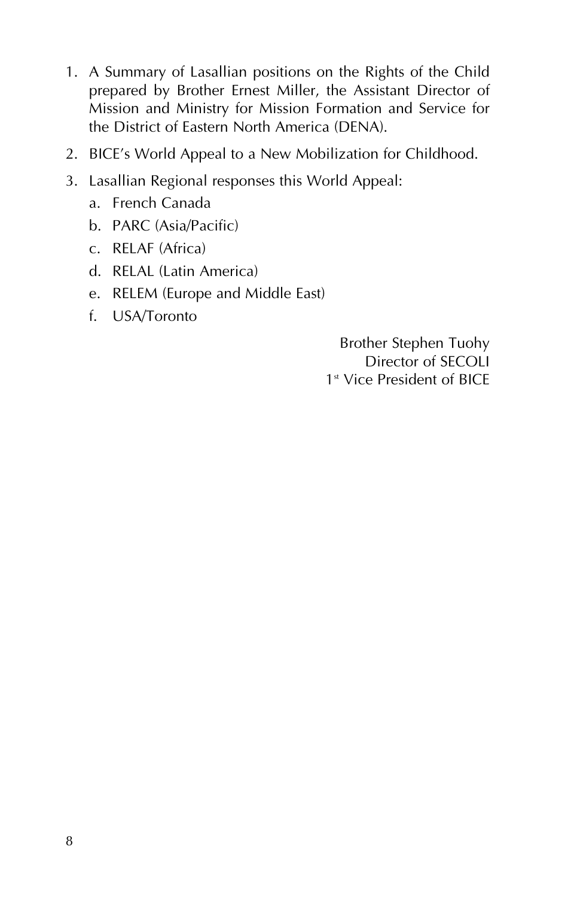1. A Summary of Lasallian positions on the Rights of the Child prepared by Brother Ernest Miller, the Assistant Director of Mission and Ministry for Mission Formation and Service for the District of Eastern North America (DENA).
2. BICE's World Appeal to a New Mobilization for Childhood.
3. Lasallian Regional responses this World Appeal:
   a. French Canada
   b. PARC (Asia/Pacific)
   c. RELAF (Africa)
   d. RELAL (Latin America)
   e. RELEM (Europe and Middle East)
   f. USA/Toronto

Brother Stephen Tuohy
Director of SECOLI
1st Vice President of BICE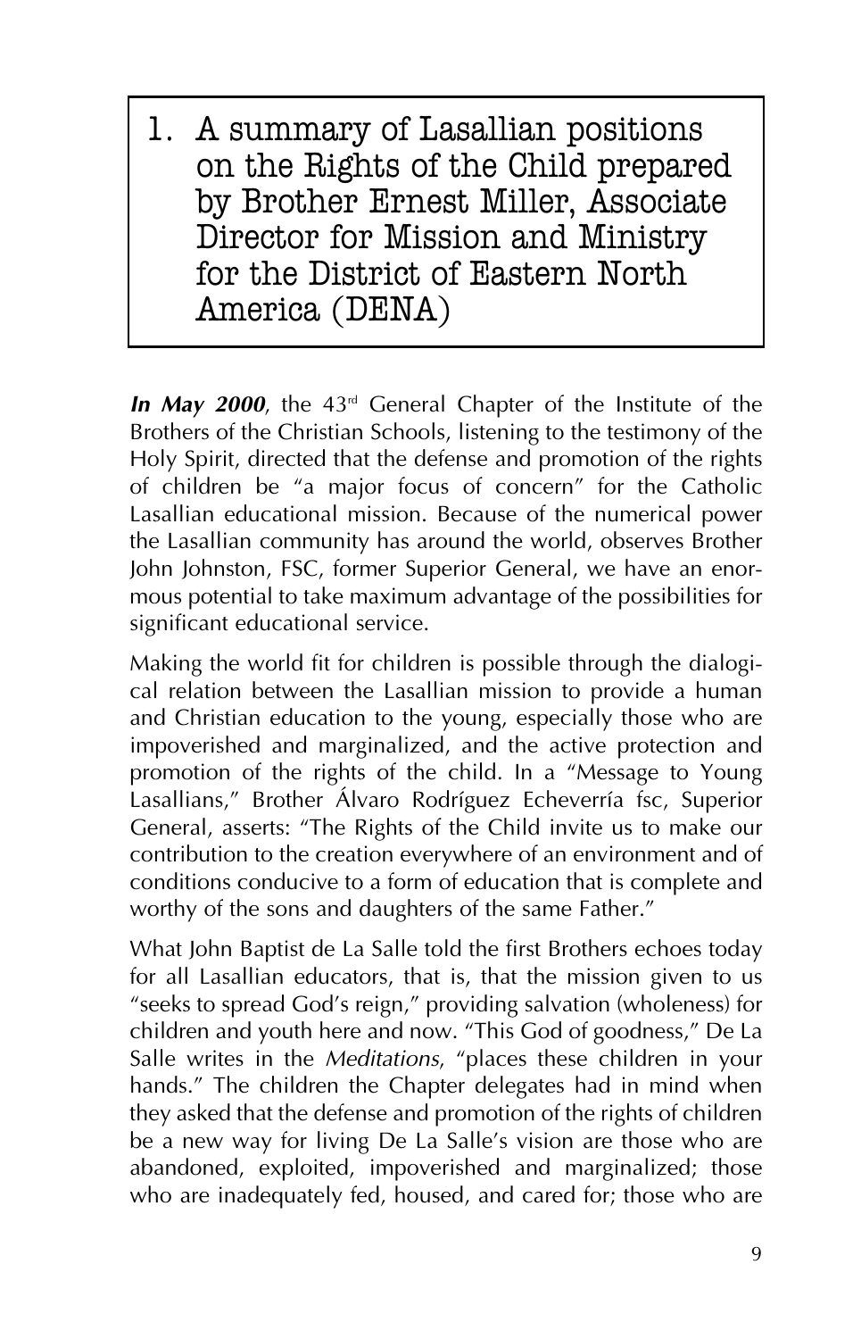# 1. A summary of Lasallian positions on the Rights of the Child prepared by Brother Ernest Miller, Associate Director for Mission and Ministry for the District of Eastern North America (DENA)

***In May 2000***, the 43rd General Chapter of the Institute of the Brothers of the Christian Schools, listening to the testimony of the Holy Spirit, directed that the defense and promotion of the rights of children be "a major focus of concern" for the Catholic Lasallian educational mission. Because of the numerical power the Lasallian community has around the world, observes Brother John Johnston, FSC, former Superior General, we have an enormous potential to take maximum advantage of the possibilities for significant educational service.

Making the world fit for children is possible through the dialogical relation between the Lasallian mission to provide a human and Christian education to the young, especially those who are impoverished and marginalized, and the active protection and promotion of the rights of the child. In a "Message to Young Lasallians," Brother Álvaro Rodríguez Echeverría fsc, Superior General, asserts: "The Rights of the Child invite us to make our contribution to the creation everywhere of an environment and of conditions conducive to a form of education that is complete and worthy of the sons and daughters of the same Father."

What John Baptist de La Salle told the first Brothers echoes today for all Lasallian educators, that is, that the mission given to us "seeks to spread God's reign," providing salvation (wholeness) for children and youth here and now. "This God of goodness," De La Salle writes in the *Meditations*, "places these children in your hands." The children the Chapter delegates had in mind when they asked that the defense and promotion of the rights of children be a new way for living De La Salle's vision are those who are abandoned, exploited, impoverished and marginalized; those who are inadequately fed, housed, and cared for; those who are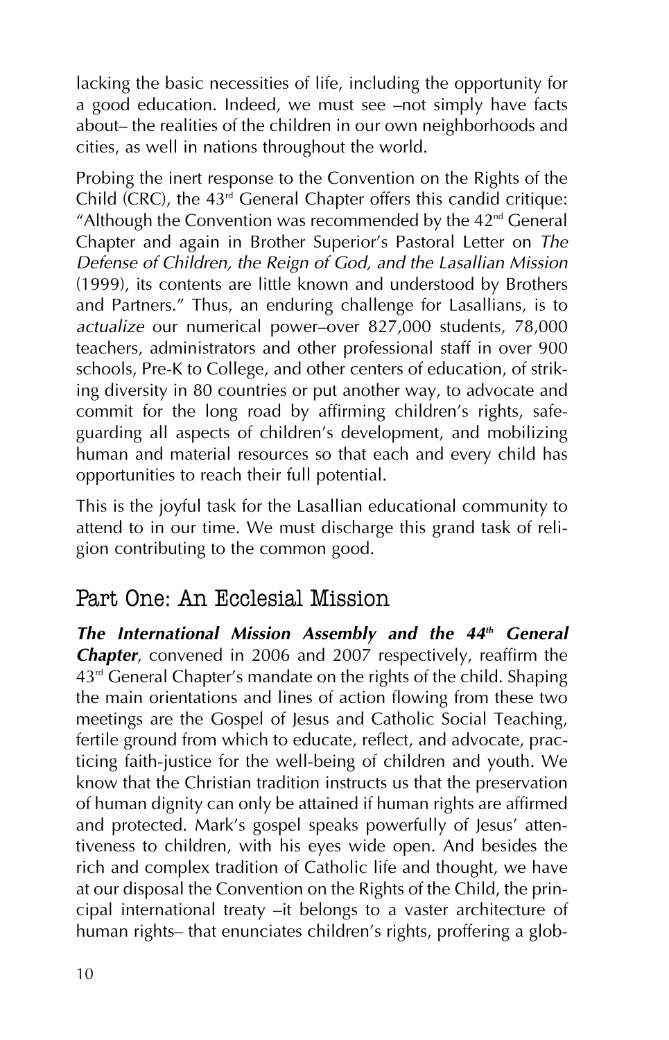lacking the basic necessities of life, including the opportunity for a good education. Indeed, we must see –not simply have facts about– the realities of the children in our own neighborhoods and cities, as well in nations throughout the world.

Probing the inert response to the Convention on the Rights of the Child (CRC), the 43rd General Chapter offers this candid critique: "Although the Convention was recommended by the 42nd General Chapter and again in Brother Superior's Pastoral Letter on *The Defense of Children, the Reign of God, and the Lasallian Mission* (1999), its contents are little known and understood by Brothers and Partners." Thus, an enduring challenge for Lasallians, is to *actualize* our numerical power–over 827,000 students, 78,000 teachers, administrators and other professional staff in over 900 schools, Pre-K to College, and other centers of education, of striking diversity in 80 countries or put another way, to advocate and commit for the long road by affirming children's rights, safeguarding all aspects of children's development, and mobilizing human and material resources so that each and every child has opportunities to reach their full potential.

This is the joyful task for the Lasallian educational community to attend to in our time. We must discharge this grand task of religion contributing to the common good.

## Part One: An Ecclesial Mission

***The International Mission Assembly and the 44th General Chapter***, convened in 2006 and 2007 respectively, reaffirm the 43rd General Chapter's mandate on the rights of the child. Shaping the main orientations and lines of action flowing from these two meetings are the Gospel of Jesus and Catholic Social Teaching, fertile ground from which to educate, reflect, and advocate, practicing faith-justice for the well-being of children and youth. We know that the Christian tradition instructs us that the preservation of human dignity can only be attained if human rights are affirmed and protected. Mark's gospel speaks powerfully of Jesus' attentiveness to children, with his eyes wide open. And besides the rich and complex tradition of Catholic life and thought, we have at our disposal the Convention on the Rights of the Child, the principal international treaty –it belongs to a vaster architecture of human rights– that enunciates children's rights, proffering a glob-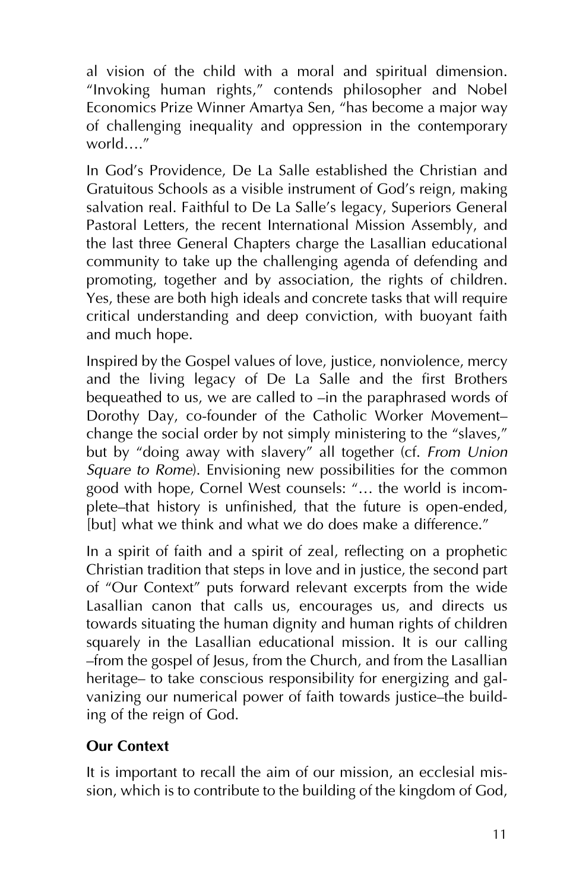al vision of the child with a moral and spiritual dimension. "Invoking human rights," contends philosopher and Nobel Economics Prize Winner Amartya Sen, "has become a major way of challenging inequality and oppression in the contemporary world…."

In God's Providence, De La Salle established the Christian and Gratuitous Schools as a visible instrument of God's reign, making salvation real. Faithful to De La Salle's legacy, Superiors General Pastoral Letters, the recent International Mission Assembly, and the last three General Chapters charge the Lasallian educational community to take up the challenging agenda of defending and promoting, together and by association, the rights of children. Yes, these are both high ideals and concrete tasks that will require critical understanding and deep conviction, with buoyant faith and much hope.

Inspired by the Gospel values of love, justice, nonviolence, mercy and the living legacy of De La Salle and the first Brothers bequeathed to us, we are called to –in the paraphrased words of Dorothy Day, co-founder of the Catholic Worker Movement– change the social order by not simply ministering to the "slaves," but by "doing away with slavery" all together (cf. *From Union Square to Rome*). Envisioning new possibilities for the common good with hope, Cornel West counsels: "… the world is incomplete–that history is unfinished, that the future is open-ended, [but] what we think and what we do does make a difference."

In a spirit of faith and a spirit of zeal, reflecting on a prophetic Christian tradition that steps in love and in justice, the second part of "Our Context" puts forward relevant excerpts from the wide Lasallian canon that calls us, encourages us, and directs us towards situating the human dignity and human rights of children squarely in the Lasallian educational mission. It is our calling –from the gospel of Jesus, from the Church, and from the Lasallian heritage– to take conscious responsibility for energizing and galvanizing our numerical power of faith towards justice–the building of the reign of God.

**Our Context**

It is important to recall the aim of our mission, an ecclesial mission, which is to contribute to the building of the kingdom of God,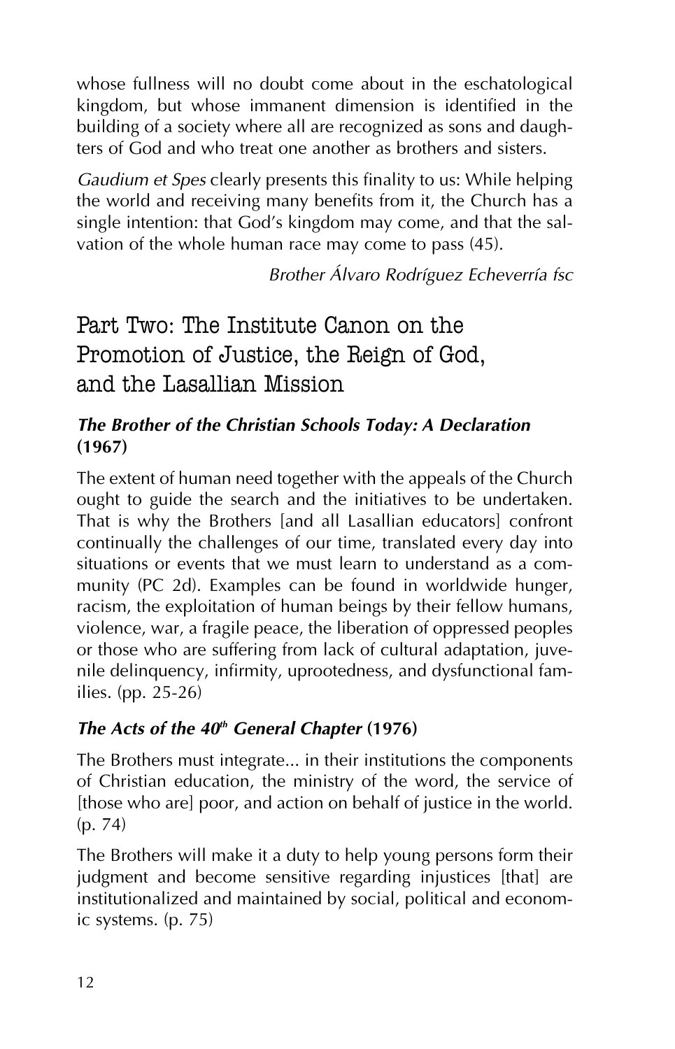whose fullness will no doubt come about in the eschatological kingdom, but whose immanent dimension is identified in the building of a society where all are recognized as sons and daughters of God and who treat one another as brothers and sisters.

*Gaudium et Spes* clearly presents this finality to us: While helping the world and receiving many benefits from it, the Church has a single intention: that God's kingdom may come, and that the salvation of the whole human race may come to pass (45).

*Brother Álvaro Rodríguez Echeverría fsc*

## Part Two: The Institute Canon on the Promotion of Justice, the Reign of God, and the Lasallian Mission

### *The Brother of the Christian Schools Today: A Declaration* (1967)

The extent of human need together with the appeals of the Church ought to guide the search and the initiatives to be undertaken. That is why the Brothers [and all Lasallian educators] confront continually the challenges of our time, translated every day into situations or events that we must learn to understand as a community (PC 2d). Examples can be found in worldwide hunger, racism, the exploitation of human beings by their fellow humans, violence, war, a fragile peace, the liberation of oppressed peoples or those who are suffering from lack of cultural adaptation, juvenile delinquency, infirmity, uprootedness, and dysfunctional families. (pp. 25-26)

### *The Acts of the 40th General Chapter* (1976)

The Brothers must integrate... in their institutions the components of Christian education, the ministry of the word, the service of [those who are] poor, and action on behalf of justice in the world. (p. 74)

The Brothers will make it a duty to help young persons form their judgment and become sensitive regarding injustices [that] are institutionalized and maintained by social, political and economic systems. (p. 75)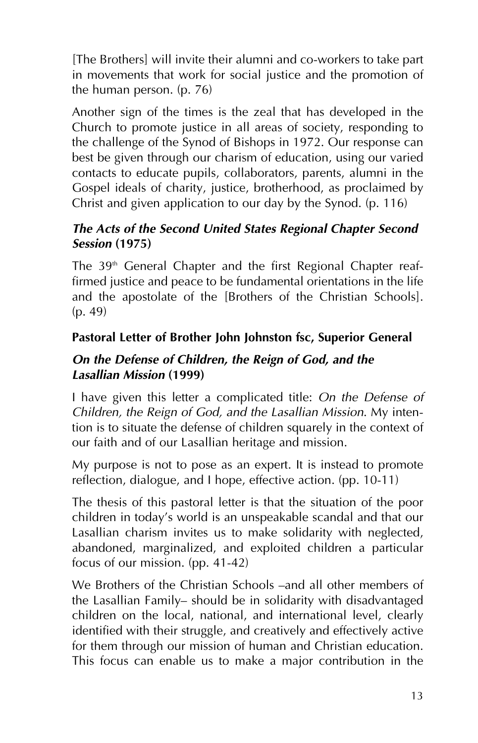[The Brothers] will invite their alumni and co-workers to take part in movements that work for social justice and the promotion of the human person. (p. 76)

Another sign of the times is the zeal that has developed in the Church to promote justice in all areas of society, responding to the challenge of the Synod of Bishops in 1972. Our response can best be given through our charism of education, using our varied contacts to educate pupils, collaborators, parents, alumni in the Gospel ideals of charity, justice, brotherhood, as proclaimed by Christ and given application to our day by the Synod. (p. 116)

### *The Acts of the Second United States Regional Chapter Second Session* (1975)

The 39th General Chapter and the first Regional Chapter reaffirmed justice and peace to be fundamental orientations in the life and the apostolate of the [Brothers of the Christian Schools]. (p. 49)

### Pastoral Letter of Brother John Johnston fsc, Superior General

### *On the Defense of Children, the Reign of God, and the Lasallian Mission* (1999)

I have given this letter a complicated title: *On the Defense of Children, the Reign of God, and the Lasallian Mission.* My intention is to situate the defense of children squarely in the context of our faith and of our Lasallian heritage and mission.

My purpose is not to pose as an expert. It is instead to promote reflection, dialogue, and I hope, effective action. (pp. 10-11)

The thesis of this pastoral letter is that the situation of the poor children in today's world is an unspeakable scandal and that our Lasallian charism invites us to make solidarity with neglected, abandoned, marginalized, and exploited children a particular focus of our mission. (pp. 41-42)

We Brothers of the Christian Schools –and all other members of the Lasallian Family– should be in solidarity with disadvantaged children on the local, national, and international level, clearly identified with their struggle, and creatively and effectively active for them through our mission of human and Christian education. This focus can enable us to make a major contribution in the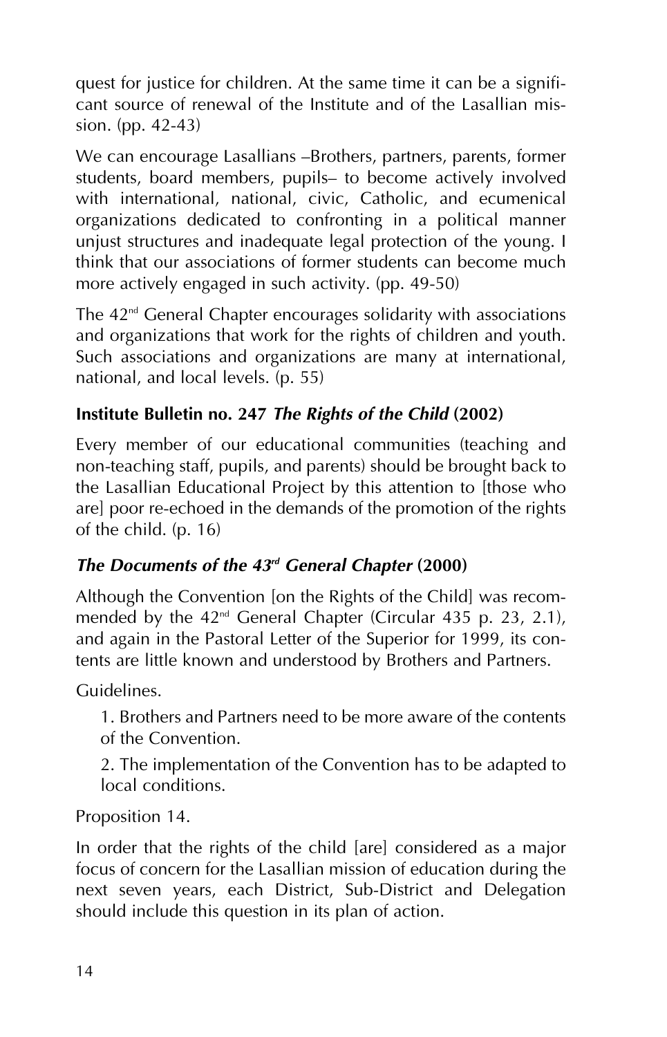quest for justice for children. At the same time it can be a significant source of renewal of the Institute and of the Lasallian mission. (pp. 42-43)

We can encourage Lasallians –Brothers, partners, parents, former students, board members, pupils– to become actively involved with international, national, civic, Catholic, and ecumenical organizations dedicated to confronting in a political manner unjust structures and inadequate legal protection of the young. I think that our associations of former students can become much more actively engaged in such activity. (pp. 49-50)

The 42nd General Chapter encourages solidarity with associations and organizations that work for the rights of children and youth. Such associations and organizations are many at international, national, and local levels. (p. 55)

### Institute Bulletin no. 247 *The Rights of the Child* (2002)

Every member of our educational communities (teaching and non-teaching staff, pupils, and parents) should be brought back to the Lasallian Educational Project by this attention to [those who are] poor re-echoed in the demands of the promotion of the rights of the child. (p. 16)

### *The Documents of the 43rd General Chapter* (2000)

Although the Convention [on the Rights of the Child] was recommended by the 42nd General Chapter (Circular 435 p. 23, 2.1), and again in the Pastoral Letter of the Superior for 1999, its contents are little known and understood by Brothers and Partners.

Guidelines.

1. Brothers and Partners need to be more aware of the contents of the Convention.
2. The implementation of the Convention has to be adapted to local conditions.

Proposition 14.

In order that the rights of the child [are] considered as a major focus of concern for the Lasallian mission of education during the next seven years, each District, Sub-District and Delegation should include this question in its plan of action.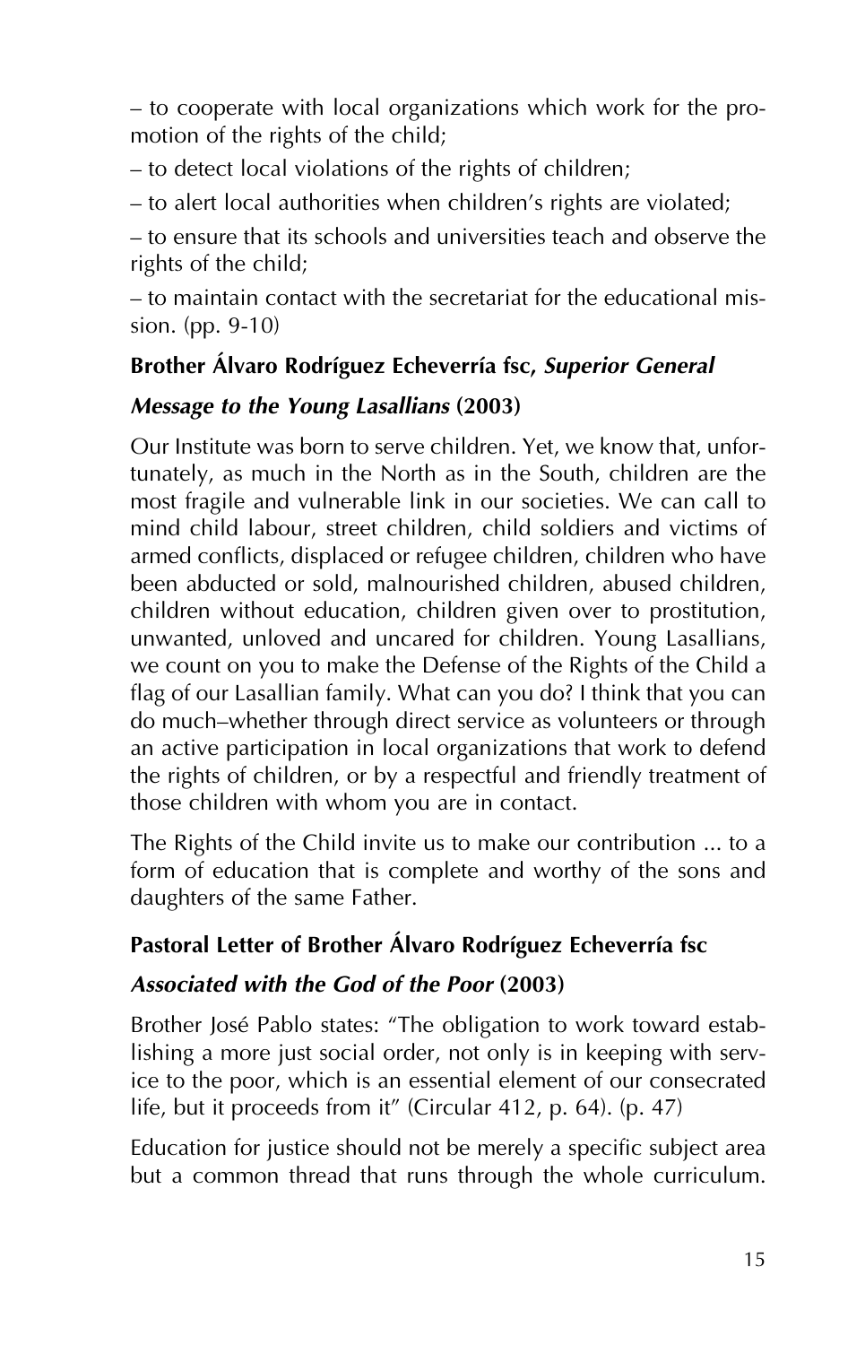– to cooperate with local organizations which work for the promotion of the rights of the child;

– to detect local violations of the rights of children;

– to alert local authorities when children's rights are violated;

– to ensure that its schools and universities teach and observe the rights of the child;

– to maintain contact with the secretariat for the educational mission. (pp. 9-10)

**Brother Álvaro Rodríguez Echeverría fsc, *Superior General***

***Message to the Young Lasallians* (2003)**

Our Institute was born to serve children. Yet, we know that, unfortunately, as much in the North as in the South, children are the most fragile and vulnerable link in our societies. We can call to mind child labour, street children, child soldiers and victims of armed conflicts, displaced or refugee children, children who have been abducted or sold, malnourished children, abused children, children without education, children given over to prostitution, unwanted, unloved and uncared for children. Young Lasallians, we count on you to make the Defense of the Rights of the Child a flag of our Lasallian family. What can you do? I think that you can do much–whether through direct service as volunteers or through an active participation in local organizations that work to defend the rights of children, or by a respectful and friendly treatment of those children with whom you are in contact.

The Rights of the Child invite us to make our contribution ... to a form of education that is complete and worthy of the sons and daughters of the same Father.

**Pastoral Letter of Brother Álvaro Rodríguez Echeverría fsc**

***Associated with the God of the Poor* (2003)**

Brother José Pablo states: "The obligation to work toward establishing a more just social order, not only is in keeping with service to the poor, which is an essential element of our consecrated life, but it proceeds from it" (Circular 412, p. 64). (p. 47)

Education for justice should not be merely a specific subject area but a common thread that runs through the whole curriculum.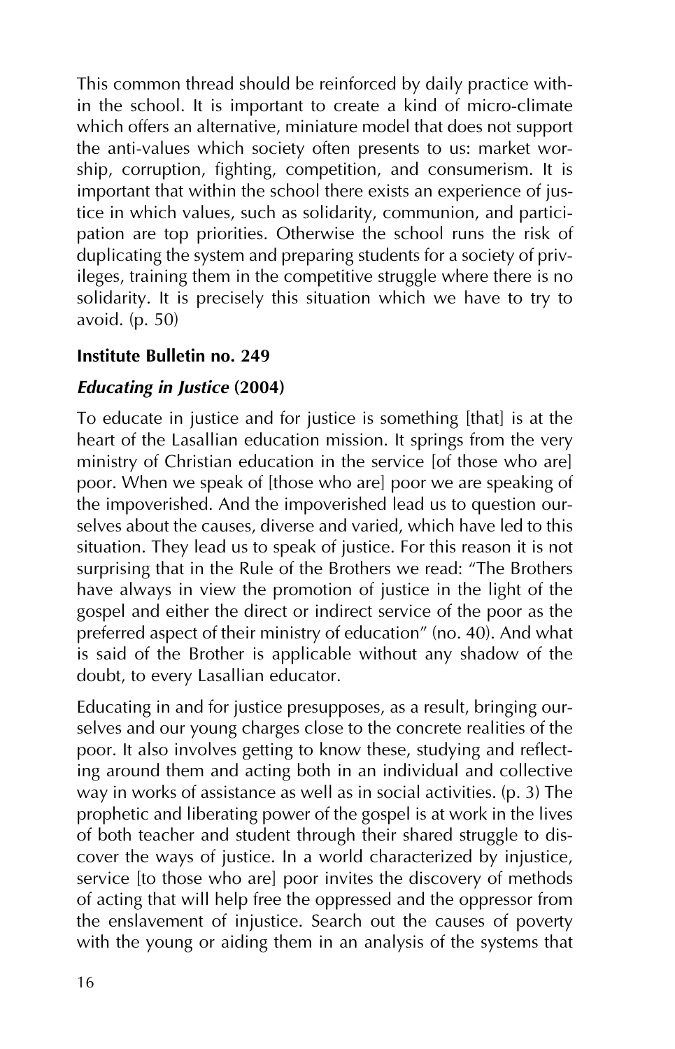This common thread should be reinforced by daily practice within the school. It is important to create a kind of micro-climate which offers an alternative, miniature model that does not support the anti-values which society often presents to us: market worship, corruption, fighting, competition, and consumerism. It is important that within the school there exists an experience of justice in which values, such as solidarity, communion, and participation are top priorities. Otherwise the school runs the risk of duplicating the system and preparing students for a society of privileges, training them in the competitive struggle where there is no solidarity. It is precisely this situation which we have to try to avoid. (p. 50)

**Institute Bulletin no. 249**

***Educating in Justice* (2004)**

To educate in justice and for justice is something [that] is at the heart of the Lasallian education mission. It springs from the very ministry of Christian education in the service [of those who are] poor. When we speak of [those who are] poor we are speaking of the impoverished. And the impoverished lead us to question ourselves about the causes, diverse and varied, which have led to this situation. They lead us to speak of justice. For this reason it is not surprising that in the Rule of the Brothers we read: "The Brothers have always in view the promotion of justice in the light of the gospel and either the direct or indirect service of the poor as the preferred aspect of their ministry of education" (no. 40). And what is said of the Brother is applicable without any shadow of the doubt, to every Lasallian educator.

Educating in and for justice presupposes, as a result, bringing ourselves and our young charges close to the concrete realities of the poor. It also involves getting to know these, studying and reflecting around them and acting both in an individual and collective way in works of assistance as well as in social activities. (p. 3) The prophetic and liberating power of the gospel is at work in the lives of both teacher and student through their shared struggle to discover the ways of justice. In a world characterized by injustice, service [to those who are] poor invites the discovery of methods of acting that will help free the oppressed and the oppressor from the enslavement of injustice. Search out the causes of poverty with the young or aiding them in an analysis of the systems that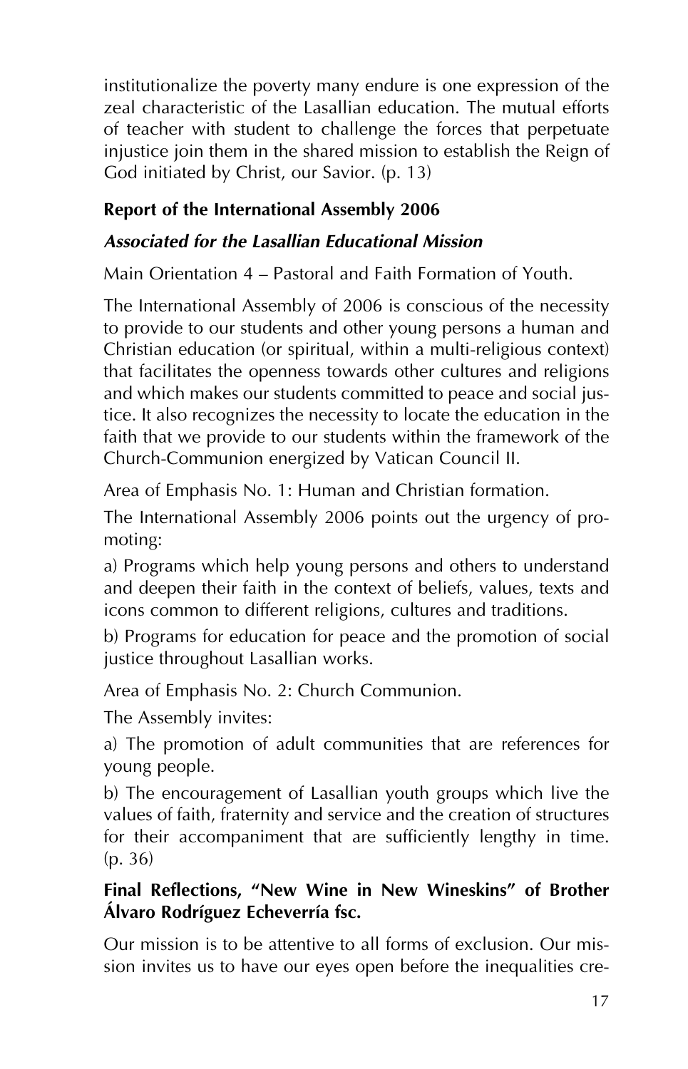institutionalize the poverty many endure is one expression of the zeal characteristic of the Lasallian education. The mutual efforts of teacher with student to challenge the forces that perpetuate injustice join them in the shared mission to establish the Reign of God initiated by Christ, our Savior. (p. 13)

**Report of the International Assembly 2006**

***Associated for the Lasallian Educational Mission***

Main Orientation 4 – Pastoral and Faith Formation of Youth.

The International Assembly of 2006 is conscious of the necessity to provide to our students and other young persons a human and Christian education (or spiritual, within a multi-religious context) that facilitates the openness towards other cultures and religions and which makes our students committed to peace and social justice. It also recognizes the necessity to locate the education in the faith that we provide to our students within the framework of the Church-Communion energized by Vatican Council II.

Area of Emphasis No. 1: Human and Christian formation.

The International Assembly 2006 points out the urgency of promoting:

a) Programs which help young persons and others to understand and deepen their faith in the context of beliefs, values, texts and icons common to different religions, cultures and traditions.

b) Programs for education for peace and the promotion of social justice throughout Lasallian works.

Area of Emphasis No. 2: Church Communion.

The Assembly invites:

a) The promotion of adult communities that are references for young people.

b) The encouragement of Lasallian youth groups which live the values of faith, fraternity and service and the creation of structures for their accompaniment that are sufficiently lengthy in time. (p. 36)

**Final Reflections, "New Wine in New Wineskins" of Brother Álvaro Rodríguez Echeverría fsc.**

Our mission is to be attentive to all forms of exclusion. Our mission invites us to have our eyes open before the inequalities cre-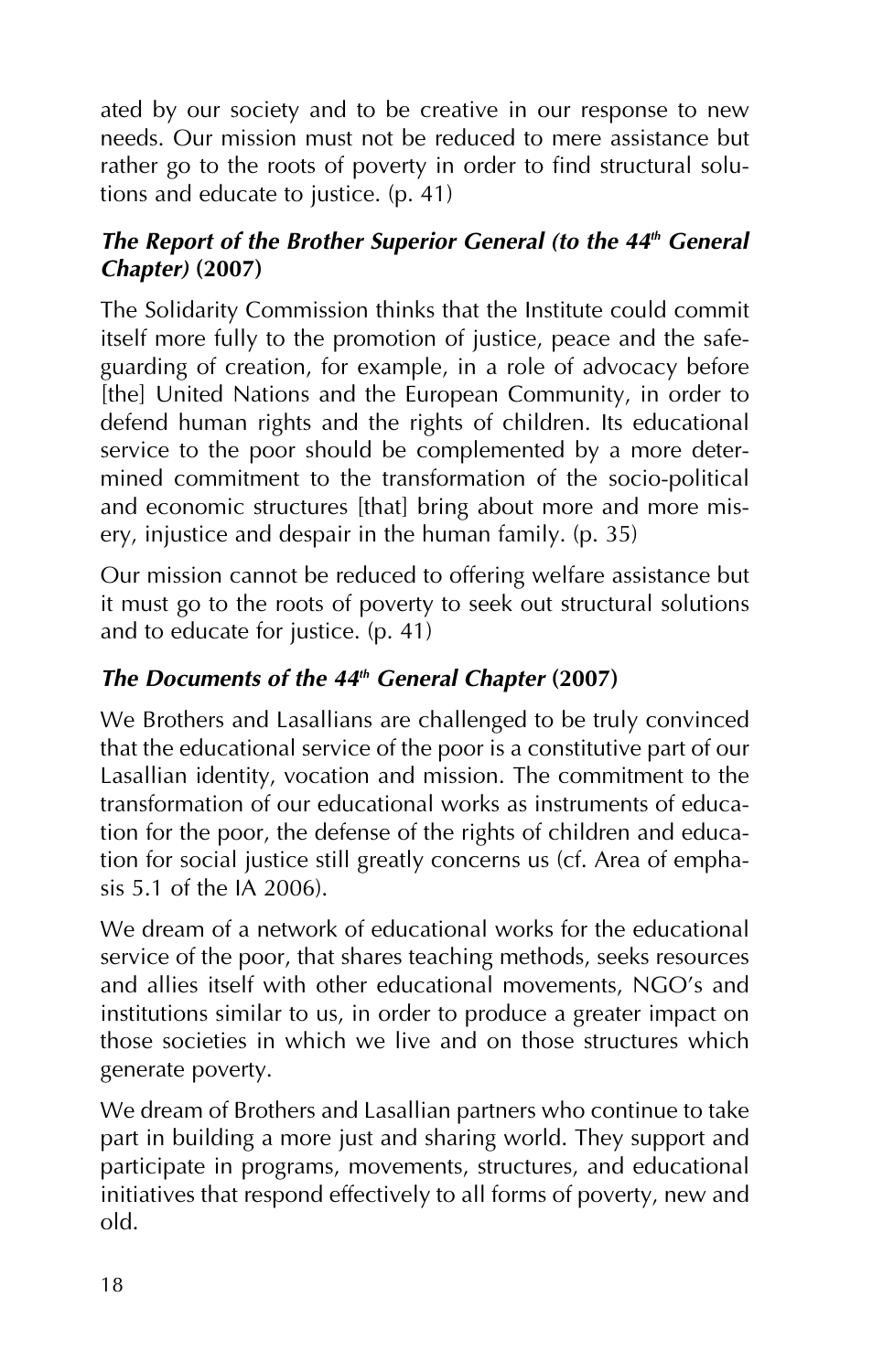ated by our society and to be creative in our response to new needs. Our mission must not be reduced to mere assistance but rather go to the roots of poverty in order to find structural solutions and educate to justice. (p. 41)

### *The Report of the Brother Superior General (to the 44th General Chapter)* (2007)

The Solidarity Commission thinks that the Institute could commit itself more fully to the promotion of justice, peace and the safeguarding of creation, for example, in a role of advocacy before [the] United Nations and the European Community, in order to defend human rights and the rights of children. Its educational service to the poor should be complemented by a more determined commitment to the transformation of the socio-political and economic structures [that] bring about more and more misery, injustice and despair in the human family. (p. 35)

Our mission cannot be reduced to offering welfare assistance but it must go to the roots of poverty to seek out structural solutions and to educate for justice. (p. 41)

### *The Documents of the 44th General Chapter* (2007)

We Brothers and Lasallians are challenged to be truly convinced that the educational service of the poor is a constitutive part of our Lasallian identity, vocation and mission. The commitment to the transformation of our educational works as instruments of education for the poor, the defense of the rights of children and education for social justice still greatly concerns us (cf. Area of emphasis 5.1 of the IA 2006).

We dream of a network of educational works for the educational service of the poor, that shares teaching methods, seeks resources and allies itself with other educational movements, NGO's and institutions similar to us, in order to produce a greater impact on those societies in which we live and on those structures which generate poverty.

We dream of Brothers and Lasallian partners who continue to take part in building a more just and sharing world. They support and participate in programs, movements, structures, and educational initiatives that respond effectively to all forms of poverty, new and old.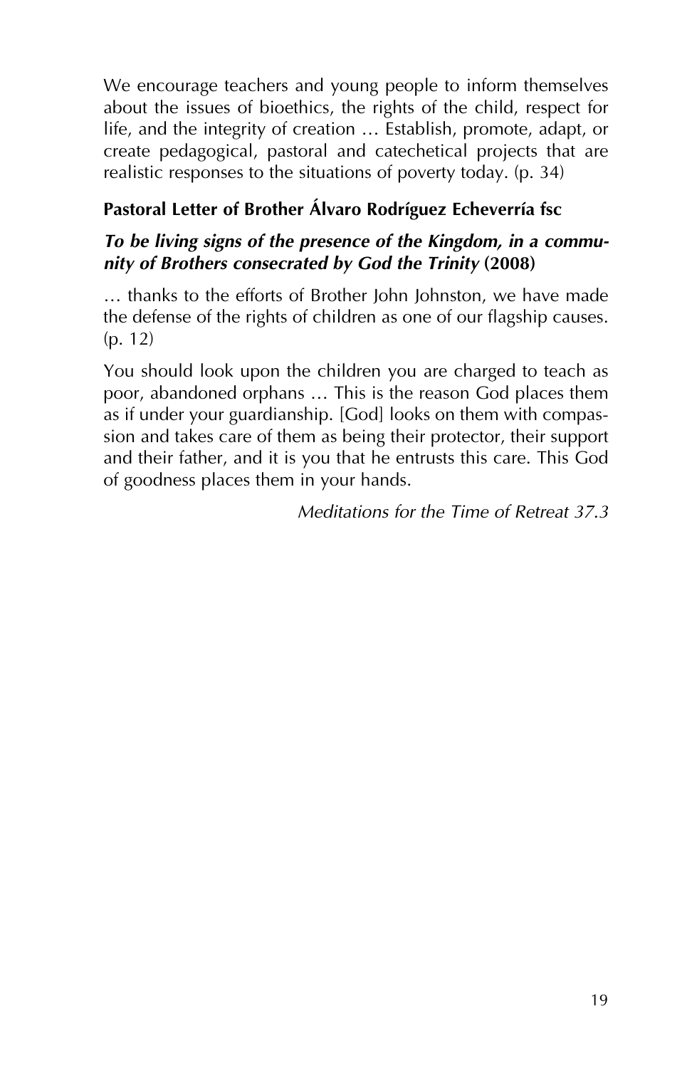We encourage teachers and young people to inform themselves about the issues of bioethics, the rights of the child, respect for life, and the integrity of creation … Establish, promote, adapt, or create pedagogical, pastoral and catechetical projects that are realistic responses to the situations of poverty today. (p. 34)

**Pastoral Letter of Brother Álvaro Rodríguez Echeverría fsc**

***To be living signs of the presence of the Kingdom, in a community of Brothers consecrated by God the Trinity* (2008)**

… thanks to the efforts of Brother John Johnston, we have made the defense of the rights of children as one of our flagship causes. (p. 12)

You should look upon the children you are charged to teach as poor, abandoned orphans … This is the reason God places them as if under your guardianship. [God] looks on them with compassion and takes care of them as being their protector, their support and their father, and it is you that he entrusts this care. This God of goodness places them in your hands.

*Meditations for the Time of Retreat 37.3*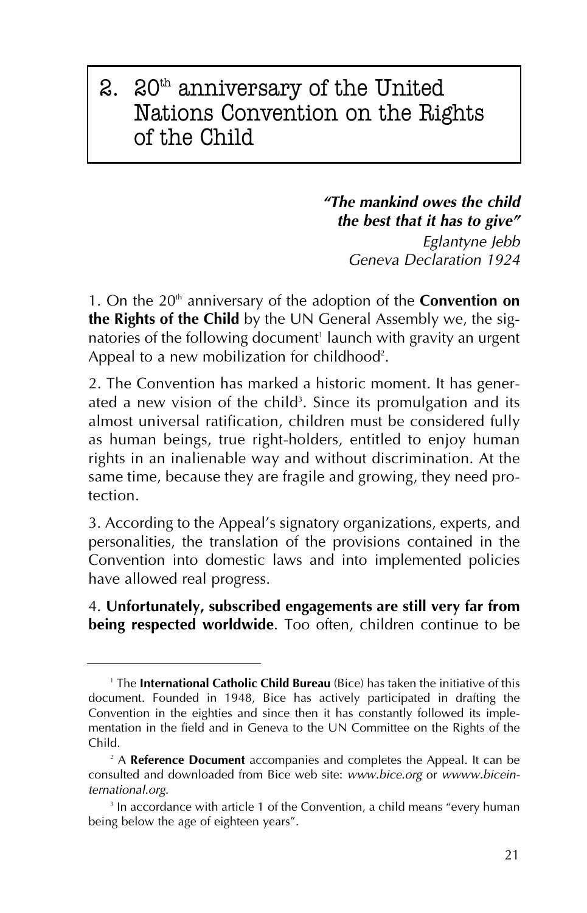## 2. 20th anniversary of the United Nations Convention on the Rights of the Child

> ***"The mankind owes the child the best that it has to give"***
> *Eglantyne Jebb*
> *Geneva Declaration 1924*

1. On the 20th anniversary of the adoption of the **Convention on the Rights of the Child** by the UN General Assembly we, the signatories of the following document[1] launch with gravity an urgent Appeal to a new mobilization for childhood[2].

2. The Convention has marked a historic moment. It has generated a new vision of the child[3]. Since its promulgation and its almost universal ratification, children must be considered fully as human beings, true right-holders, entitled to enjoy human rights in an inalienable way and without discrimination. At the same time, because they are fragile and growing, they need protection.

3. According to the Appeal's signatory organizations, experts, and personalities, the translation of the provisions contained in the Convention into domestic laws and into implemented policies have allowed real progress.

4. **Unfortunately, subscribed engagements are still very far from being respected worldwide**. Too often, children continue to be

---

[1] The **International Catholic Child Bureau** (Bice) has taken the initiative of this document. Founded in 1948, Bice has actively participated in drafting the Convention in the eighties and since then it has constantly followed its implementation in the field and in Geneva to the UN Committee on the Rights of the Child.

[2] A **Reference Document** accompanies and completes the Appeal. It can be consulted and downloaded from Bice web site: *www.bice.org* or *wwww.biceinternational.org*.

[3] In accordance with article 1 of the Convention, a child means "every human being below the age of eighteen years".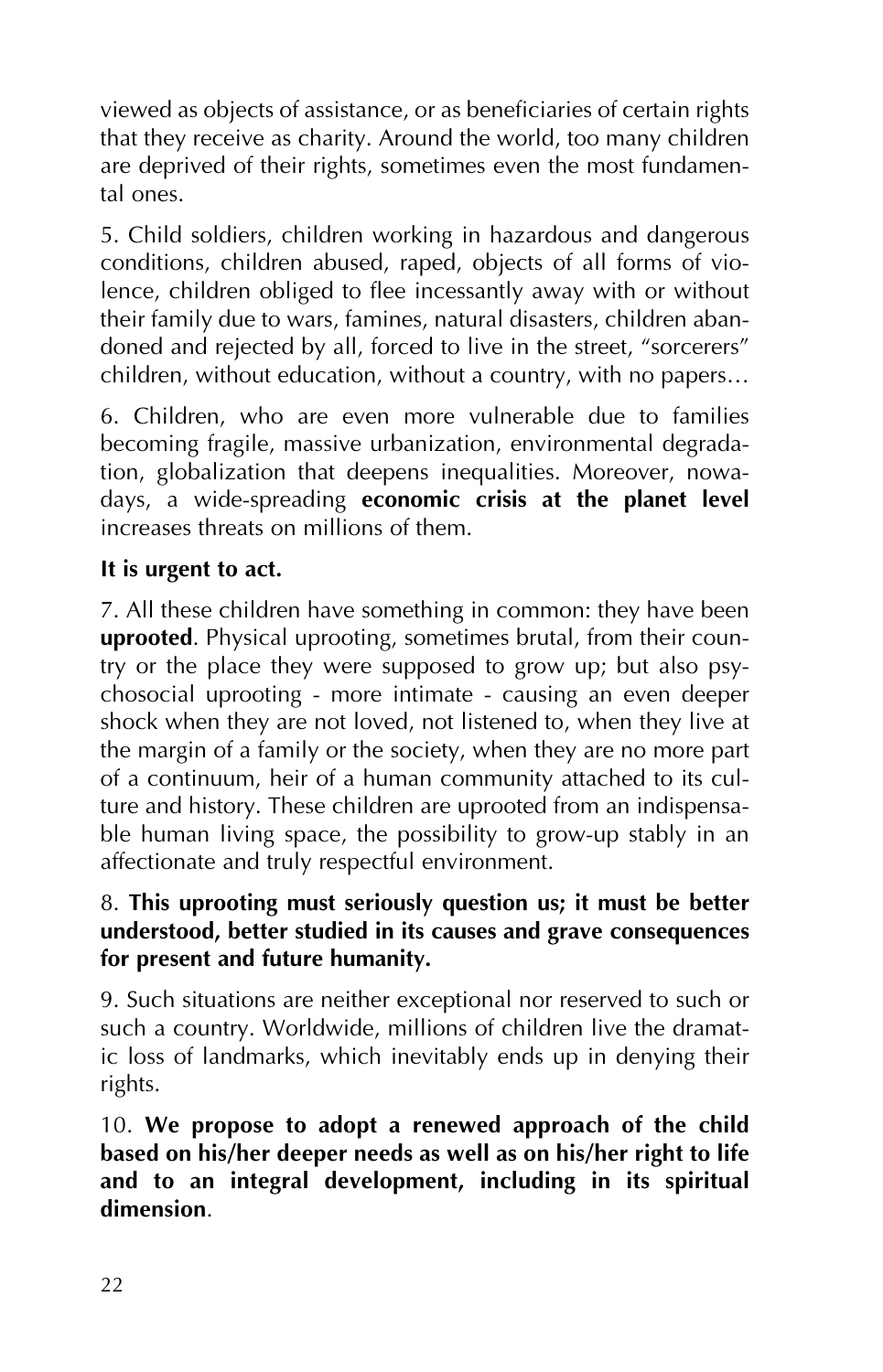viewed as objects of assistance, or as beneficiaries of certain rights that they receive as charity. Around the world, too many children are deprived of their rights, sometimes even the most fundamental ones.

5. Child soldiers, children working in hazardous and dangerous conditions, children abused, raped, objects of all forms of violence, children obliged to flee incessantly away with or without their family due to wars, famines, natural disasters, children abandoned and rejected by all, forced to live in the street, "sorcerers" children, without education, without a country, with no papers…

6. Children, who are even more vulnerable due to families becoming fragile, massive urbanization, environmental degradation, globalization that deepens inequalities. Moreover, nowadays, a wide-spreading **economic crisis at the planet level** increases threats on millions of them.

**It is urgent to act.**

7. All these children have something in common: they have been **uprooted**. Physical uprooting, sometimes brutal, from their country or the place they were supposed to grow up; but also psychosocial uprooting - more intimate - causing an even deeper shock when they are not loved, not listened to, when they live at the margin of a family or the society, when they are no more part of a continuum, heir of a human community attached to its culture and history. These children are uprooted from an indispensable human living space, the possibility to grow-up stably in an affectionate and truly respectful environment.

8. **This uprooting must seriously question us; it must be better understood, better studied in its causes and grave consequences for present and future humanity.**

9. Such situations are neither exceptional nor reserved to such or such a country. Worldwide, millions of children live the dramatic loss of landmarks, which inevitably ends up in denying their rights.

10. **We propose to adopt a renewed approach of the child based on his/her deeper needs as well as on his/her right to life and to an integral development, including in its spiritual dimension**.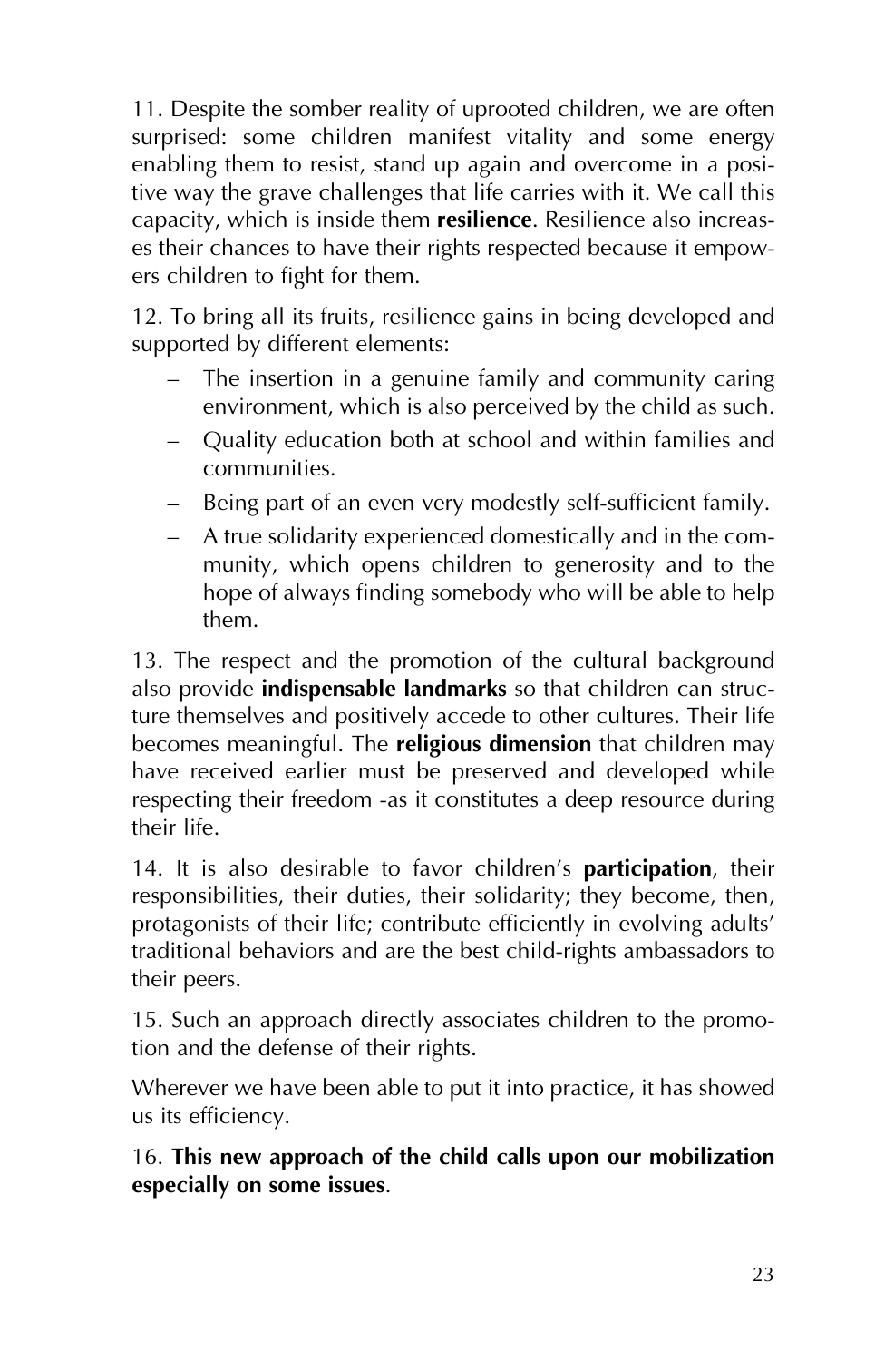11. Despite the somber reality of uprooted children, we are often surprised: some children manifest vitality and some energy enabling them to resist, stand up again and overcome in a positive way the grave challenges that life carries with it. We call this capacity, which is inside them **resilience**. Resilience also increases their chances to have their rights respected because it empowers children to fight for them.

12. To bring all its fruits, resilience gains in being developed and supported by different elements:

- The insertion in a genuine family and community caring environment, which is also perceived by the child as such.
- Quality education both at school and within families and communities.
- Being part of an even very modestly self-sufficient family.
- A true solidarity experienced domestically and in the community, which opens children to generosity and to the hope of always finding somebody who will be able to help them.

13. The respect and the promotion of the cultural background also provide **indispensable landmarks** so that children can structure themselves and positively accede to other cultures. Their life becomes meaningful. The **religious dimension** that children may have received earlier must be preserved and developed while respecting their freedom -as it constitutes a deep resource during their life.

14. It is also desirable to favor children's **participation**, their responsibilities, their duties, their solidarity; they become, then, protagonists of their life; contribute efficiently in evolving adults' traditional behaviors and are the best child-rights ambassadors to their peers.

15. Such an approach directly associates children to the promotion and the defense of their rights.

Wherever we have been able to put it into practice, it has showed us its efficiency.

16. **This new approach of the child calls upon our mobilization especially on some issues**.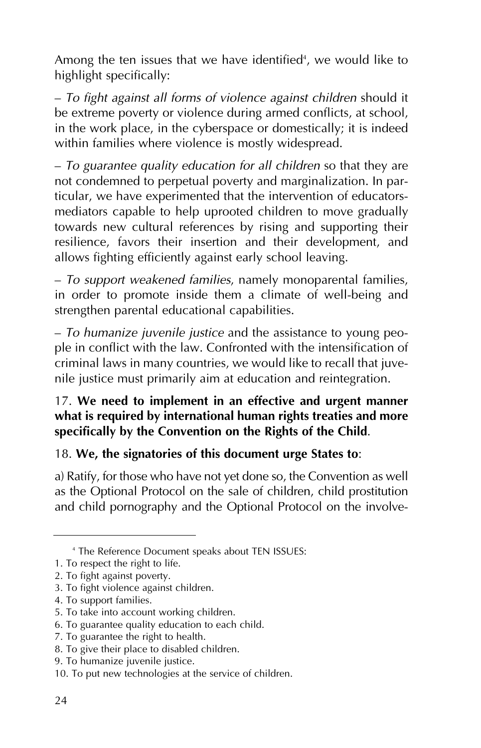Among the ten issues that we have identified[4], we would like to highlight specifically:

– *To fight against all forms of violence against children* should it be extreme poverty or violence during armed conflicts, at school, in the work place, in the cyberspace or domestically; it is indeed within families where violence is mostly widespread.

– *To guarantee quality education for all children* so that they are not condemned to perpetual poverty and marginalization. In particular, we have experimented that the intervention of educators-mediators capable to help uprooted children to move gradually towards new cultural references by rising and supporting their resilience, favors their insertion and their development, and allows fighting efficiently against early school leaving.

– *To support weakened families*, namely monoparental families, in order to promote inside them a climate of well-being and strengthen parental educational capabilities.

– *To humanize juvenile justice* and the assistance to young people in conflict with the law. Confronted with the intensification of criminal laws in many countries, we would like to recall that juvenile justice must primarily aim at education and reintegration.

17. **We need to implement in an effective and urgent manner what is required by international human rights treaties and more specifically by the Convention on the Rights of the Child**.

18. **We, the signatories of this document urge States to**:

a) Ratify, for those who have not yet done so, the Convention as well as the Optional Protocol on the sale of children, child prostitution and child pornography and the Optional Protocol on the involve-

---

[4] The Reference Document speaks about TEN ISSUES:

1. To respect the right to life.
2. To fight against poverty.
3. To fight violence against children.
4. To support families.
5. To take into account working children.
6. To guarantee quality education to each child.
7. To guarantee the right to health.
8. To give their place to disabled children.
9. To humanize juvenile justice.
10. To put new technologies at the service of children.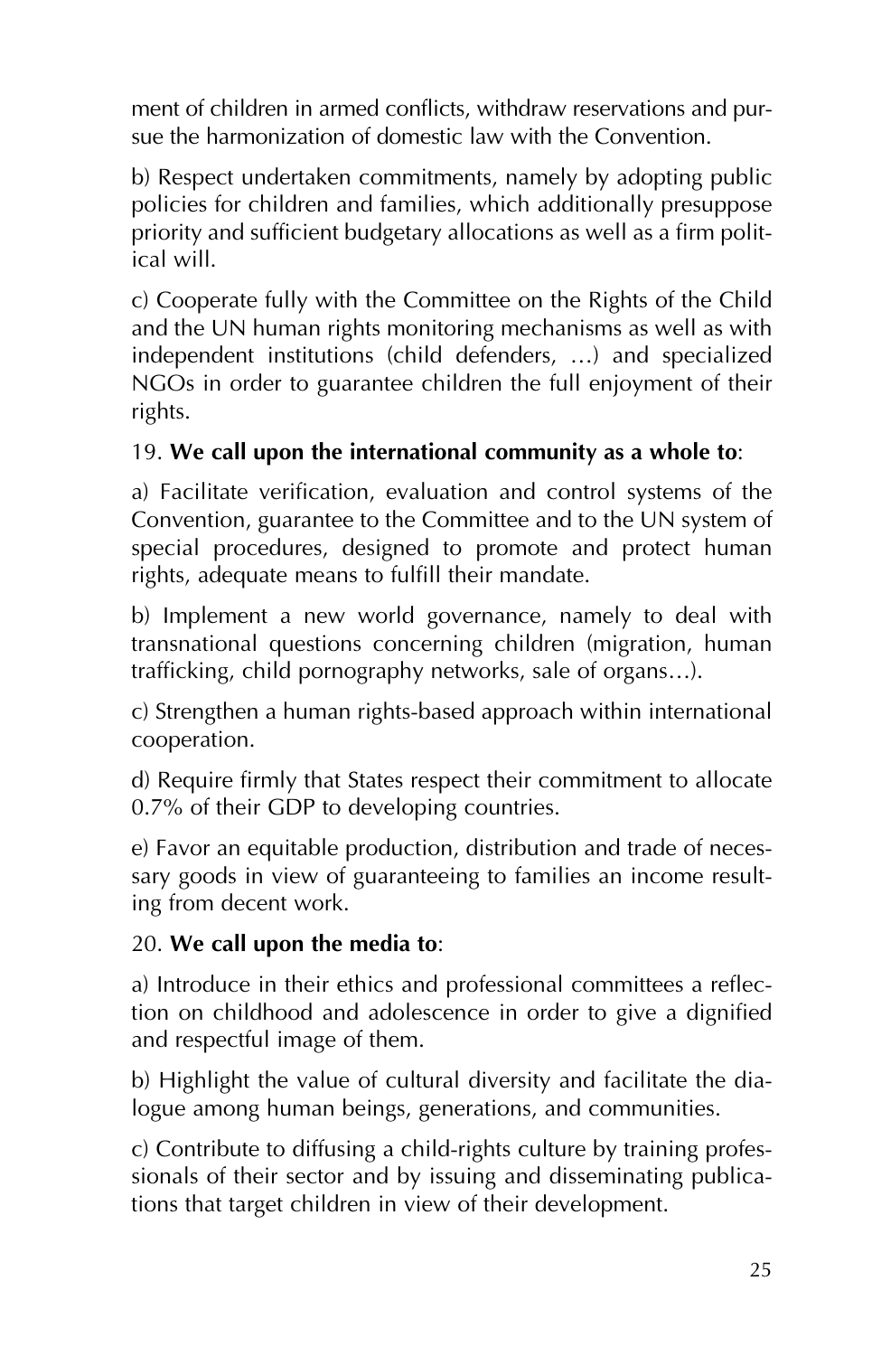ment of children in armed conflicts, withdraw reservations and pursue the harmonization of domestic law with the Convention.

b) Respect undertaken commitments, namely by adopting public policies for children and families, which additionally presuppose priority and sufficient budgetary allocations as well as a firm political will.

c) Cooperate fully with the Committee on the Rights of the Child and the UN human rights monitoring mechanisms as well as with independent institutions (child defenders, …) and specialized NGOs in order to guarantee children the full enjoyment of their rights.

19. **We call upon the international community as a whole to**:

a) Facilitate verification, evaluation and control systems of the Convention, guarantee to the Committee and to the UN system of special procedures, designed to promote and protect human rights, adequate means to fulfill their mandate.

b) Implement a new world governance, namely to deal with transnational questions concerning children (migration, human trafficking, child pornography networks, sale of organs…).

c) Strengthen a human rights-based approach within international cooperation.

d) Require firmly that States respect their commitment to allocate 0.7% of their GDP to developing countries.

e) Favor an equitable production, distribution and trade of necessary goods in view of guaranteeing to families an income resulting from decent work.

20. **We call upon the media to**:

a) Introduce in their ethics and professional committees a reflection on childhood and adolescence in order to give a dignified and respectful image of them.

b) Highlight the value of cultural diversity and facilitate the dialogue among human beings, generations, and communities.

c) Contribute to diffusing a child-rights culture by training professionals of their sector and by issuing and disseminating publications that target children in view of their development.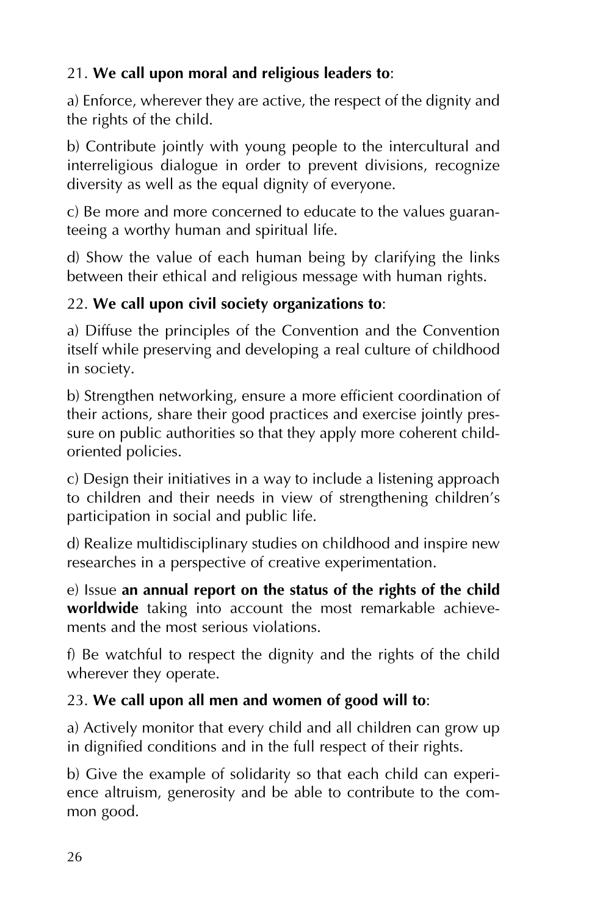21. **We call upon moral and religious leaders to**:

a) Enforce, wherever they are active, the respect of the dignity and the rights of the child.

b) Contribute jointly with young people to the intercultural and interreligious dialogue in order to prevent divisions, recognize diversity as well as the equal dignity of everyone.

c) Be more and more concerned to educate to the values guaranteeing a worthy human and spiritual life.

d) Show the value of each human being by clarifying the links between their ethical and religious message with human rights.

22. **We call upon civil society organizations to**:

a) Diffuse the principles of the Convention and the Convention itself while preserving and developing a real culture of childhood in society.

b) Strengthen networking, ensure a more efficient coordination of their actions, share their good practices and exercise jointly pressure on public authorities so that they apply more coherent child-oriented policies.

c) Design their initiatives in a way to include a listening approach to children and their needs in view of strengthening children's participation in social and public life.

d) Realize multidisciplinary studies on childhood and inspire new researches in a perspective of creative experimentation.

e) Issue **an annual report on the status of the rights of the child worldwide** taking into account the most remarkable achievements and the most serious violations.

f) Be watchful to respect the dignity and the rights of the child wherever they operate.

23. **We call upon all men and women of good will to**:

a) Actively monitor that every child and all children can grow up in dignified conditions and in the full respect of their rights.

b) Give the example of solidarity so that each child can experience altruism, generosity and be able to contribute to the common good.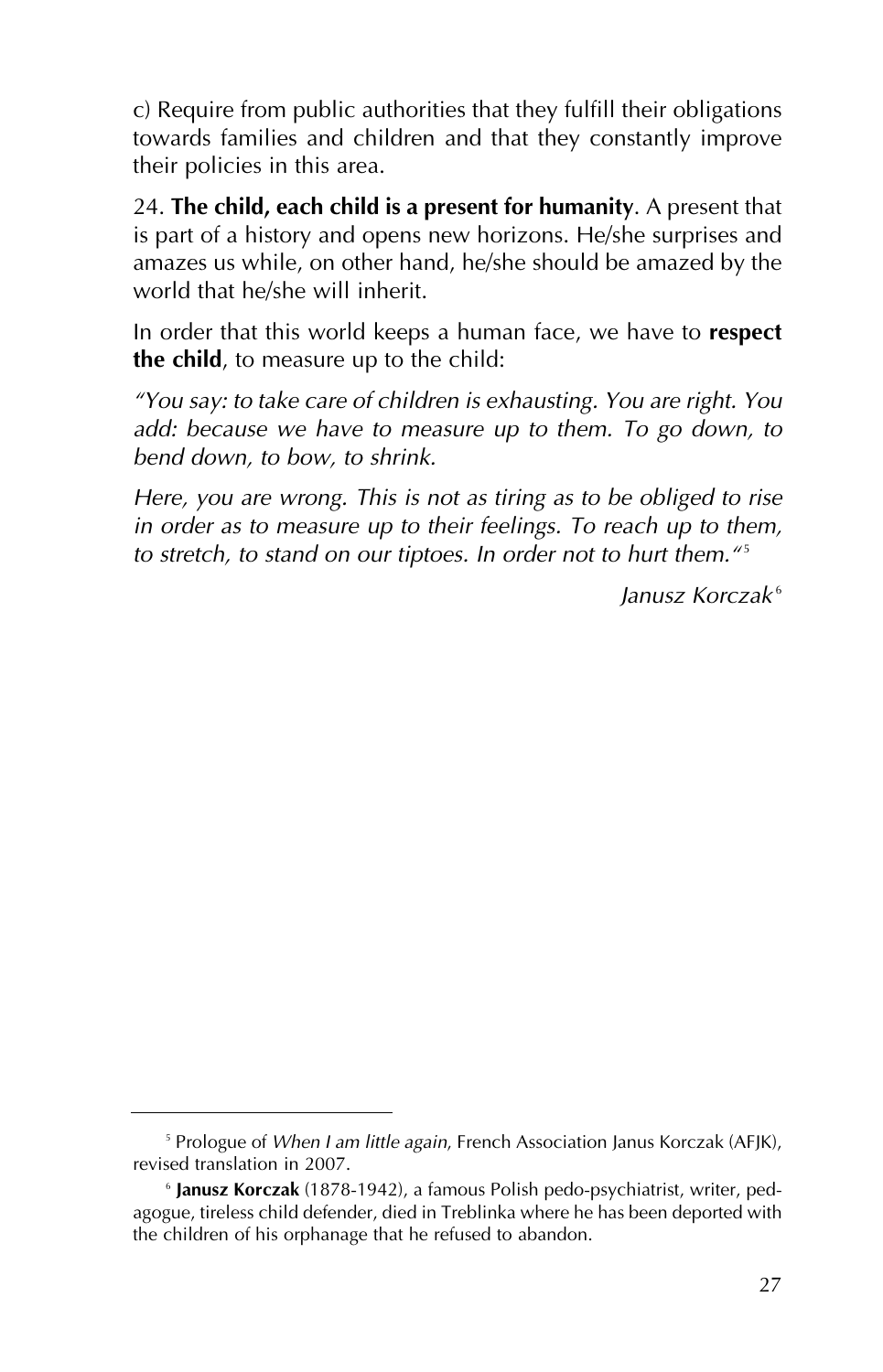c) Require from public authorities that they fulfill their obligations towards families and children and that they constantly improve their policies in this area.

24. **The child, each child is a present for humanity**. A present that is part of a history and opens new horizons. He/she surprises and amazes us while, on other hand, he/she should be amazed by the world that he/she will inherit.

In order that this world keeps a human face, we have to **respect the child**, to measure up to the child:

*"You say: to take care of children is exhausting. You are right. You add: because we have to measure up to them. To go down, to bend down, to bow, to shrink.*

*Here, you are wrong. This is not as tiring as to be obliged to rise in order as to measure up to their feelings. To reach up to them, to stretch, to stand on our tiptoes. In order not to hurt them."*[5]

*Janusz Korczak*[6]

---

[5] Prologue of *When I am little again*, French Association Janus Korczak (AFJK), revised translation in 2007.

[6] **Janusz Korczak** (1878-1942), a famous Polish pedo-psychiatrist, writer, pedagogue, tireless child defender, died in Treblinka where he has been deported with the children of his orphanage that he refused to abandon.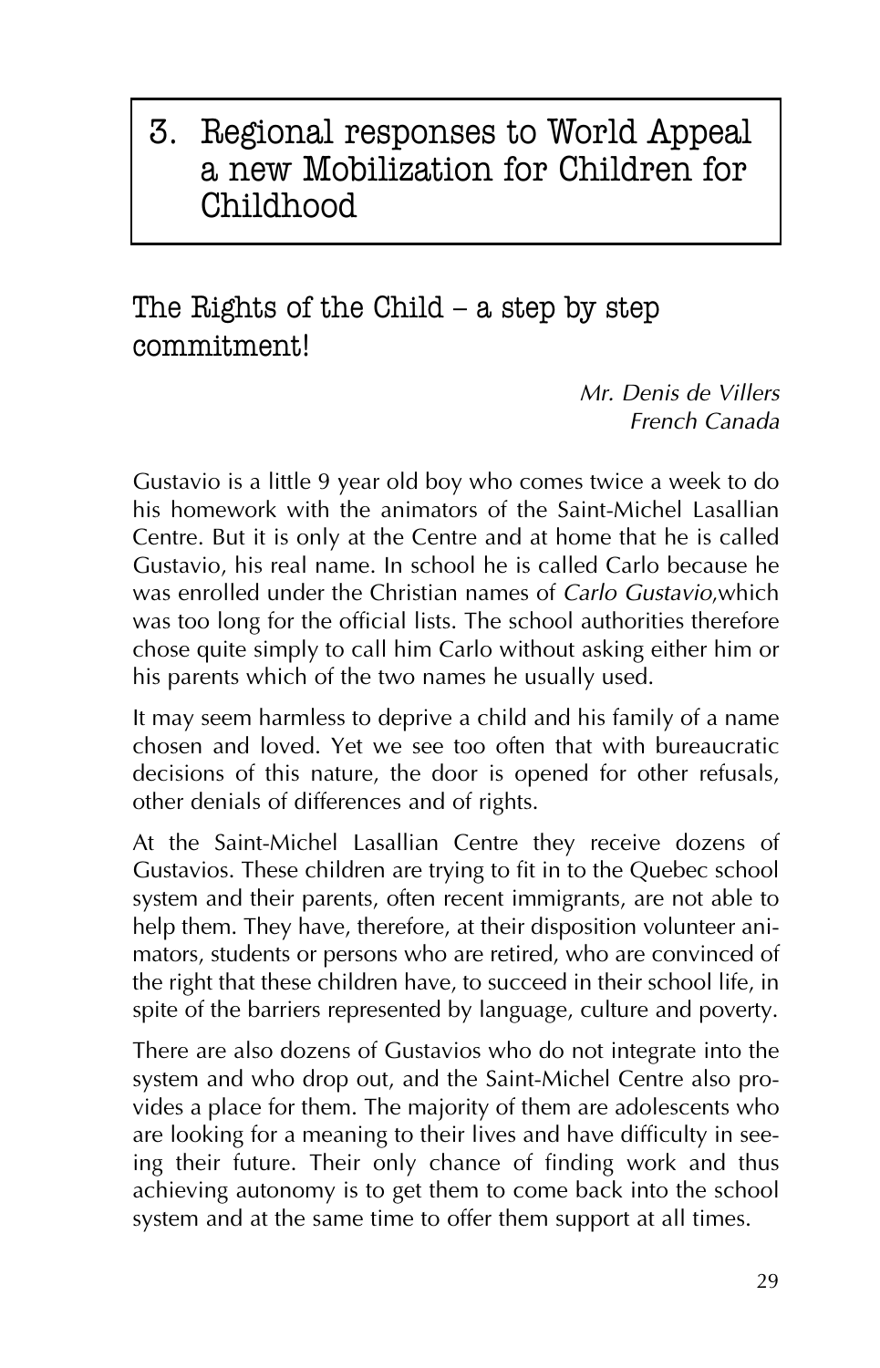# 3. Regional responses to World Appeal a new Mobilization for Children for Childhood

## The Rights of the Child – a step by step commitment!

*Mr. Denis de Villers*
*French Canada*

Gustavio is a little 9 year old boy who comes twice a week to do his homework with the animators of the Saint-Michel Lasallian Centre. But it is only at the Centre and at home that he is called Gustavio, his real name. In school he is called Carlo because he was enrolled under the Christian names of *Carlo Gustavio*,which was too long for the official lists. The school authorities therefore chose quite simply to call him Carlo without asking either him or his parents which of the two names he usually used.

It may seem harmless to deprive a child and his family of a name chosen and loved. Yet we see too often that with bureaucratic decisions of this nature, the door is opened for other refusals, other denials of differences and of rights.

At the Saint-Michel Lasallian Centre they receive dozens of Gustavios. These children are trying to fit in to the Quebec school system and their parents, often recent immigrants, are not able to help them. They have, therefore, at their disposition volunteer animators, students or persons who are retired, who are convinced of the right that these children have, to succeed in their school life, in spite of the barriers represented by language, culture and poverty.

There are also dozens of Gustavios who do not integrate into the system and who drop out, and the Saint-Michel Centre also provides a place for them. The majority of them are adolescents who are looking for a meaning to their lives and have difficulty in seeing their future. Their only chance of finding work and thus achieving autonomy is to get them to come back into the school system and at the same time to offer them support at all times.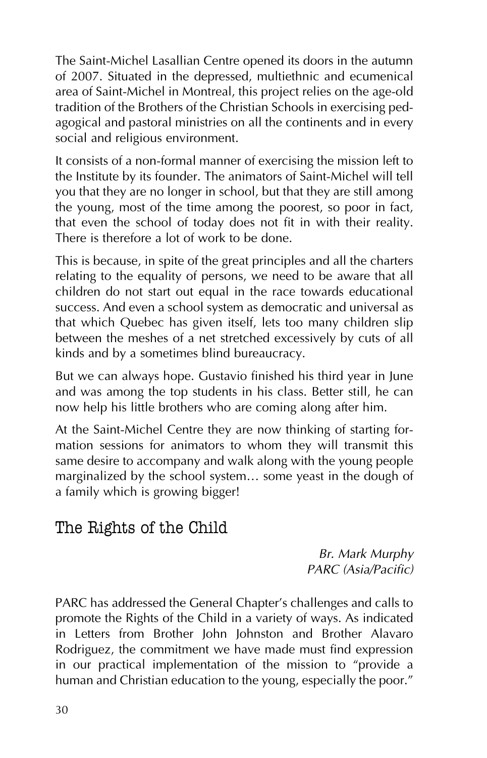The Saint-Michel Lasallian Centre opened its doors in the autumn of 2007. Situated in the depressed, multiethnic and ecumenical area of Saint-Michel in Montreal, this project relies on the age-old tradition of the Brothers of the Christian Schools in exercising pedagogical and pastoral ministries on all the continents and in every social and religious environment.

It consists of a non-formal manner of exercising the mission left to the Institute by its founder. The animators of Saint-Michel will tell you that they are no longer in school, but that they are still among the young, most of the time among the poorest, so poor in fact, that even the school of today does not fit in with their reality. There is therefore a lot of work to be done.

This is because, in spite of the great principles and all the charters relating to the equality of persons, we need to be aware that all children do not start out equal in the race towards educational success. And even a school system as democratic and universal as that which Quebec has given itself, lets too many children slip between the meshes of a net stretched excessively by cuts of all kinds and by a sometimes blind bureaucracy.

But we can always hope. Gustavio finished his third year in June and was among the top students in his class. Better still, he can now help his little brothers who are coming along after him.

At the Saint-Michel Centre they are now thinking of starting formation sessions for animators to whom they will transmit this same desire to accompany and walk along with the young people marginalized by the school system… some yeast in the dough of a family which is growing bigger!

## The Rights of the Child

*Br. Mark Murphy*
*PARC (Asia/Pacific)*

PARC has addressed the General Chapter's challenges and calls to promote the Rights of the Child in a variety of ways. As indicated in Letters from Brother John Johnston and Brother Alavaro Rodriguez, the commitment we have made must find expression in our practical implementation of the mission to "provide a human and Christian education to the young, especially the poor."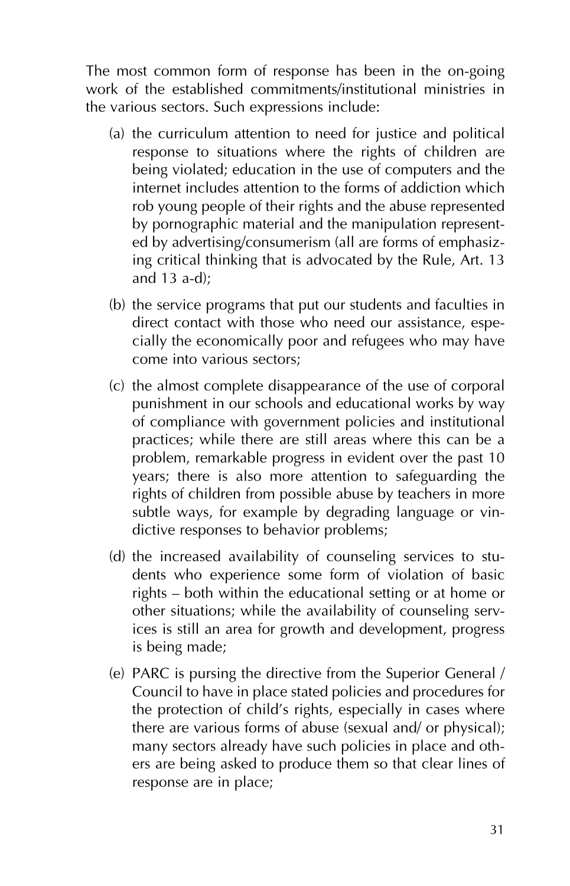The most common form of response has been in the on-going work of the established commitments/institutional ministries in the various sectors. Such expressions include:

(a) the curriculum attention to need for justice and political response to situations where the rights of children are being violated; education in the use of computers and the internet includes attention to the forms of addiction which rob young people of their rights and the abuse represented by pornographic material and the manipulation represented by advertising/consumerism (all are forms of emphasizing critical thinking that is advocated by the Rule, Art. 13 and 13 a-d);

(b) the service programs that put our students and faculties in direct contact with those who need our assistance, especially the economically poor and refugees who may have come into various sectors;

(c) the almost complete disappearance of the use of corporal punishment in our schools and educational works by way of compliance with government policies and institutional practices; while there are still areas where this can be a problem, remarkable progress in evident over the past 10 years; there is also more attention to safeguarding the rights of children from possible abuse by teachers in more subtle ways, for example by degrading language or vindictive responses to behavior problems;

(d) the increased availability of counseling services to students who experience some form of violation of basic rights – both within the educational setting or at home or other situations; while the availability of counseling services is still an area for growth and development, progress is being made;

(e) PARC is pursing the directive from the Superior General / Council to have in place stated policies and procedures for the protection of child's rights, especially in cases where there are various forms of abuse (sexual and/ or physical); many sectors already have such policies in place and others are being asked to produce them so that clear lines of response are in place;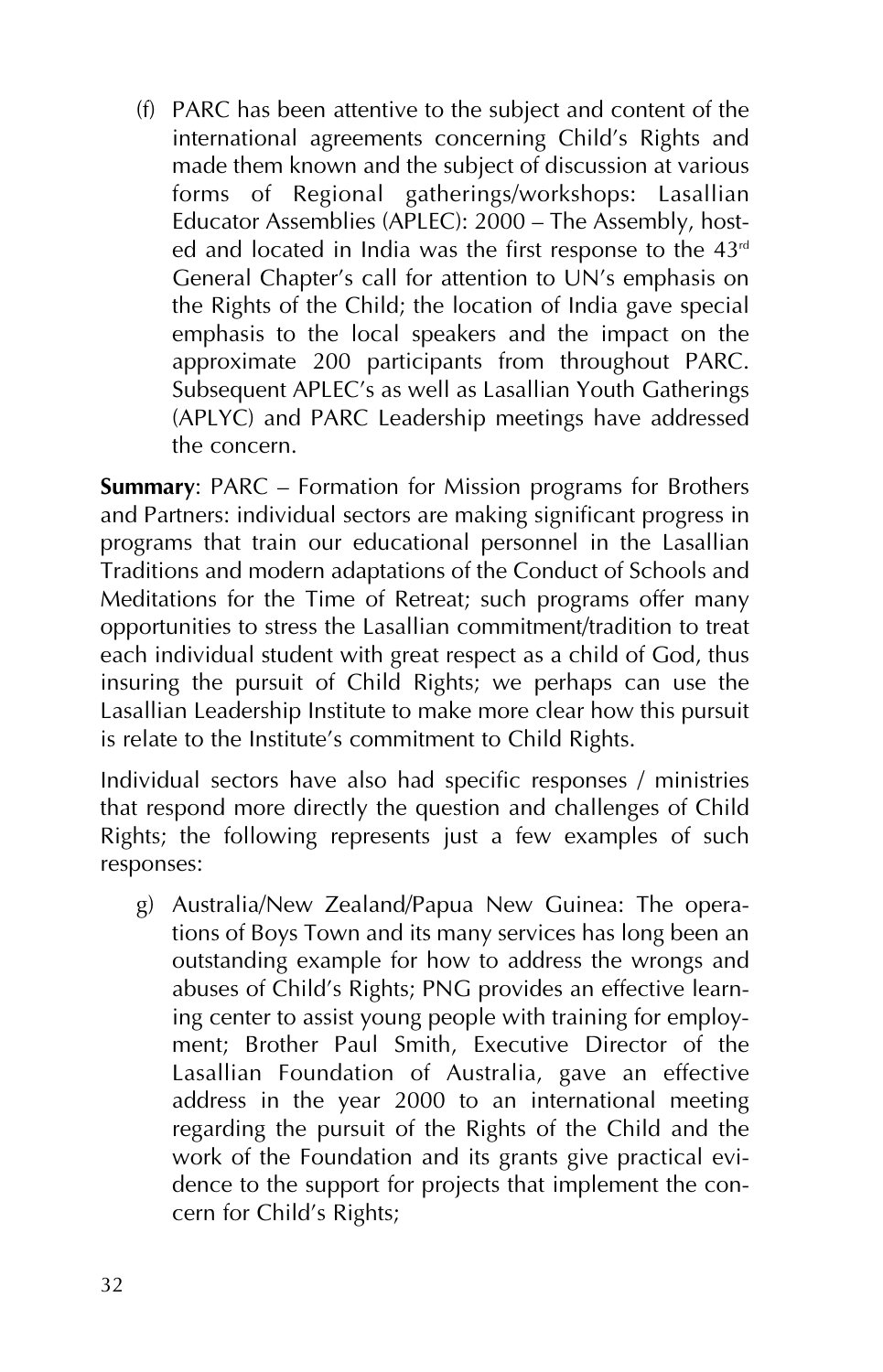(f) PARC has been attentive to the subject and content of the international agreements concerning Child's Rights and made them known and the subject of discussion at various forms of Regional gatherings/workshops: Lasallian Educator Assemblies (APLEC): 2000 – The Assembly, hosted and located in India was the first response to the 43rd General Chapter's call for attention to UN's emphasis on the Rights of the Child; the location of India gave special emphasis to the local speakers and the impact on the approximate 200 participants from throughout PARC. Subsequent APLEC's as well as Lasallian Youth Gatherings (APLYC) and PARC Leadership meetings have addressed the concern.

**Summary**: PARC – Formation for Mission programs for Brothers and Partners: individual sectors are making significant progress in programs that train our educational personnel in the Lasallian Traditions and modern adaptations of the Conduct of Schools and Meditations for the Time of Retreat; such programs offer many opportunities to stress the Lasallian commitment/tradition to treat each individual student with great respect as a child of God, thus insuring the pursuit of Child Rights; we perhaps can use the Lasallian Leadership Institute to make more clear how this pursuit is relate to the Institute's commitment to Child Rights.

Individual sectors have also had specific responses / ministries that respond more directly the question and challenges of Child Rights; the following represents just a few examples of such responses:

g) Australia/New Zealand/Papua New Guinea: The operations of Boys Town and its many services has long been an outstanding example for how to address the wrongs and abuses of Child's Rights; PNG provides an effective learning center to assist young people with training for employment; Brother Paul Smith, Executive Director of the Lasallian Foundation of Australia, gave an effective address in the year 2000 to an international meeting regarding the pursuit of the Rights of the Child and the work of the Foundation and its grants give practical evidence to the support for projects that implement the concern for Child's Rights;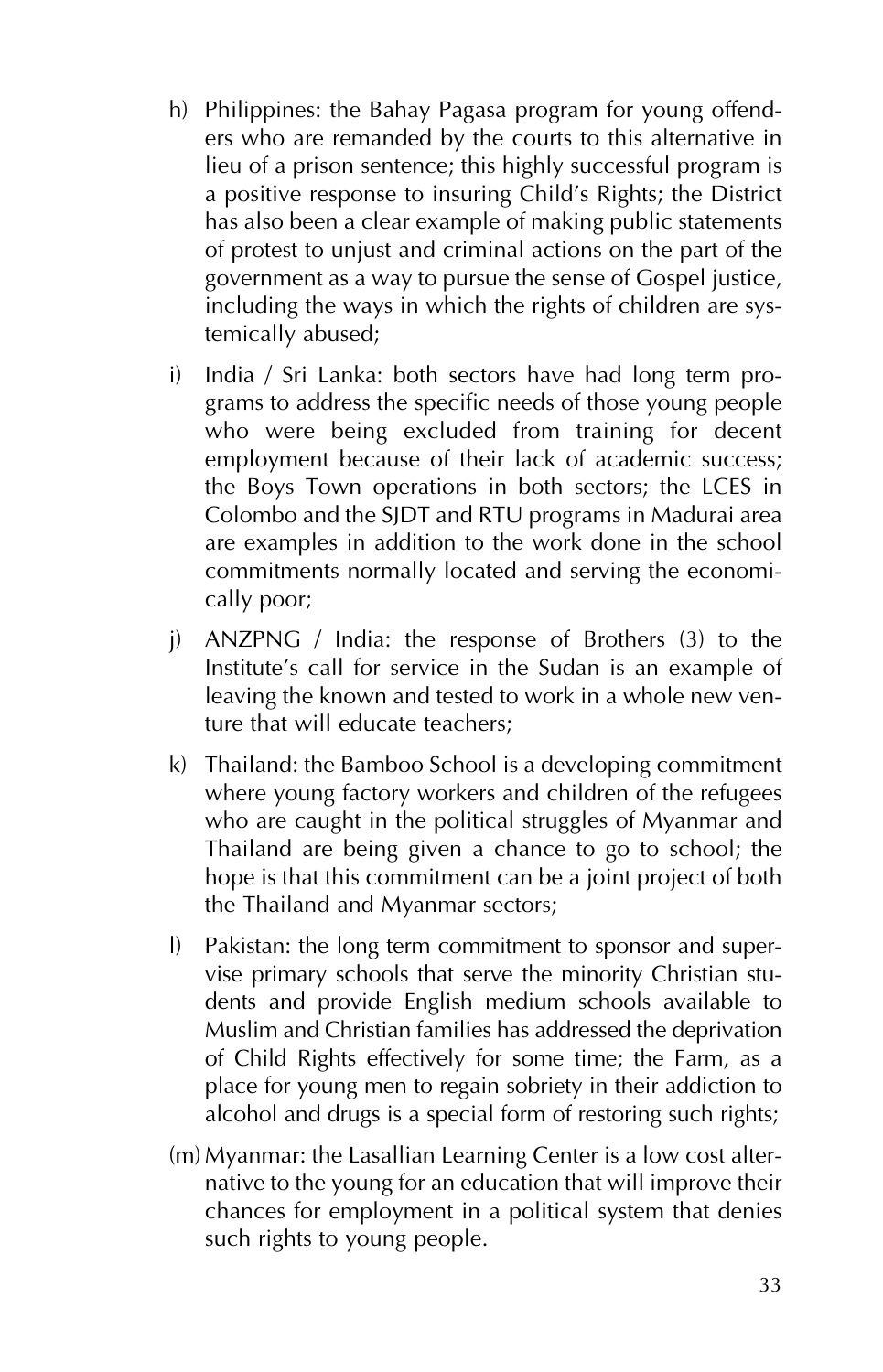h) Philippines: the Bahay Pagasa program for young offenders who are remanded by the courts to this alternative in lieu of a prison sentence; this highly successful program is a positive response to insuring Child's Rights; the District has also been a clear example of making public statements of protest to unjust and criminal actions on the part of the government as a way to pursue the sense of Gospel justice, including the ways in which the rights of children are systemically abused;

i) India / Sri Lanka: both sectors have had long term programs to address the specific needs of those young people who were being excluded from training for decent employment because of their lack of academic success; the Boys Town operations in both sectors; the LCES in Colombo and the SJDT and RTU programs in Madurai area are examples in addition to the work done in the school commitments normally located and serving the economically poor;

j) ANZPNG / India: the response of Brothers (3) to the Institute's call for service in the Sudan is an example of leaving the known and tested to work in a whole new venture that will educate teachers;

k) Thailand: the Bamboo School is a developing commitment where young factory workers and children of the refugees who are caught in the political struggles of Myanmar and Thailand are being given a chance to go to school; the hope is that this commitment can be a joint project of both the Thailand and Myanmar sectors;

l) Pakistan: the long term commitment to sponsor and supervise primary schools that serve the minority Christian students and provide English medium schools available to Muslim and Christian families has addressed the deprivation of Child Rights effectively for some time; the Farm, as a place for young men to regain sobriety in their addiction to alcohol and drugs is a special form of restoring such rights;

(m) Myanmar: the Lasallian Learning Center is a low cost alternative to the young for an education that will improve their chances for employment in a political system that denies such rights to young people.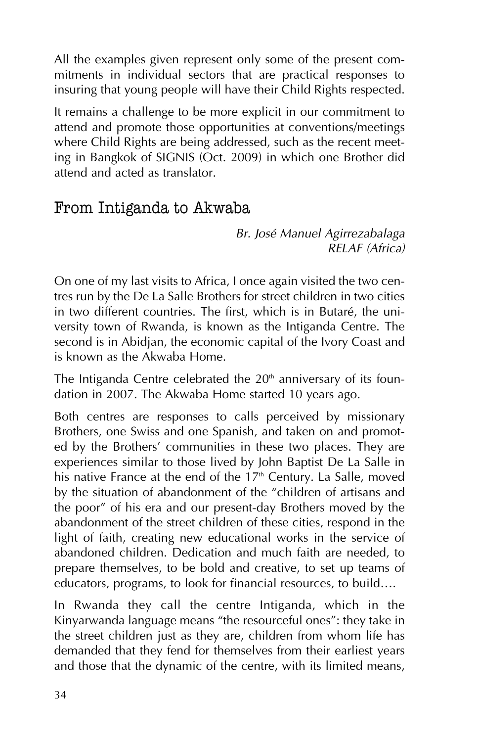All the examples given represent only some of the present commitments in individual sectors that are practical responses to insuring that young people will have their Child Rights respected.

It remains a challenge to be more explicit in our commitment to attend and promote those opportunities at conventions/meetings where Child Rights are being addressed, such as the recent meeting in Bangkok of SIGNIS (Oct. 2009) in which one Brother did attend and acted as translator.

## From Intiganda to Akwaba

*Br. José Manuel Agirrezabalaga*
*RELAF (Africa)*

On one of my last visits to Africa, I once again visited the two centres run by the De La Salle Brothers for street children in two cities in two different countries. The first, which is in Butaré, the university town of Rwanda, is known as the Intiganda Centre. The second is in Abidjan, the economic capital of the Ivory Coast and is known as the Akwaba Home.

The Intiganda Centre celebrated the 20th anniversary of its foundation in 2007. The Akwaba Home started 10 years ago.

Both centres are responses to calls perceived by missionary Brothers, one Swiss and one Spanish, and taken on and promoted by the Brothers' communities in these two places. They are experiences similar to those lived by John Baptist De La Salle in his native France at the end of the 17th Century. La Salle, moved by the situation of abandonment of the "children of artisans and the poor" of his era and our present-day Brothers moved by the abandonment of the street children of these cities, respond in the light of faith, creating new educational works in the service of abandoned children. Dedication and much faith are needed, to prepare themselves, to be bold and creative, to set up teams of educators, programs, to look for financial resources, to build….

In Rwanda they call the centre Intiganda, which in the Kinyarwanda language means "the resourceful ones": they take in the street children just as they are, children from whom life has demanded that they fend for themselves from their earliest years and those that the dynamic of the centre, with its limited means,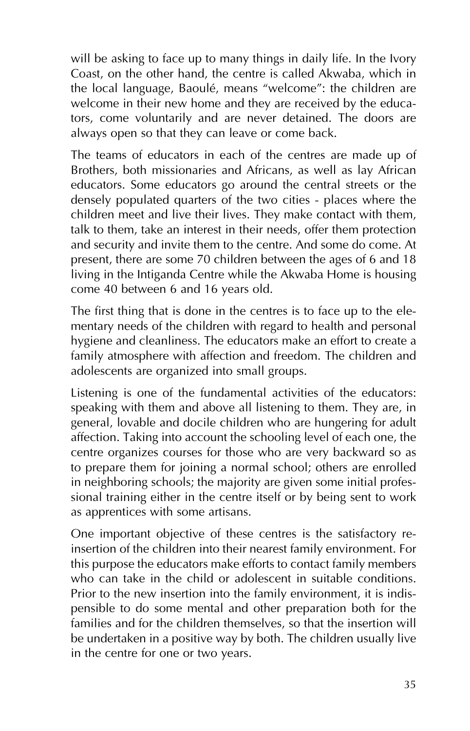will be asking to face up to many things in daily life. In the Ivory Coast, on the other hand, the centre is called Akwaba, which in the local language, Baoulé, means "welcome": the children are welcome in their new home and they are received by the educators, come voluntarily and are never detained. The doors are always open so that they can leave or come back.

The teams of educators in each of the centres are made up of Brothers, both missionaries and Africans, as well as lay African educators. Some educators go around the central streets or the densely populated quarters of the two cities - places where the children meet and live their lives. They make contact with them, talk to them, take an interest in their needs, offer them protection and security and invite them to the centre. And some do come. At present, there are some 70 children between the ages of 6 and 18 living in the Intiganda Centre while the Akwaba Home is housing come 40 between 6 and 16 years old.

The first thing that is done in the centres is to face up to the elementary needs of the children with regard to health and personal hygiene and cleanliness. The educators make an effort to create a family atmosphere with affection and freedom. The children and adolescents are organized into small groups.

Listening is one of the fundamental activities of the educators: speaking with them and above all listening to them. They are, in general, lovable and docile children who are hungering for adult affection. Taking into account the schooling level of each one, the centre organizes courses for those who are very backward so as to prepare them for joining a normal school; others are enrolled in neighboring schools; the majority are given some initial professional training either in the centre itself or by being sent to work as apprentices with some artisans.

One important objective of these centres is the satisfactory re-insertion of the children into their nearest family environment. For this purpose the educators make efforts to contact family members who can take in the child or adolescent in suitable conditions. Prior to the new insertion into the family environment, it is indispensible to do some mental and other preparation both for the families and for the children themselves, so that the insertion will be undertaken in a positive way by both. The children usually live in the centre for one or two years.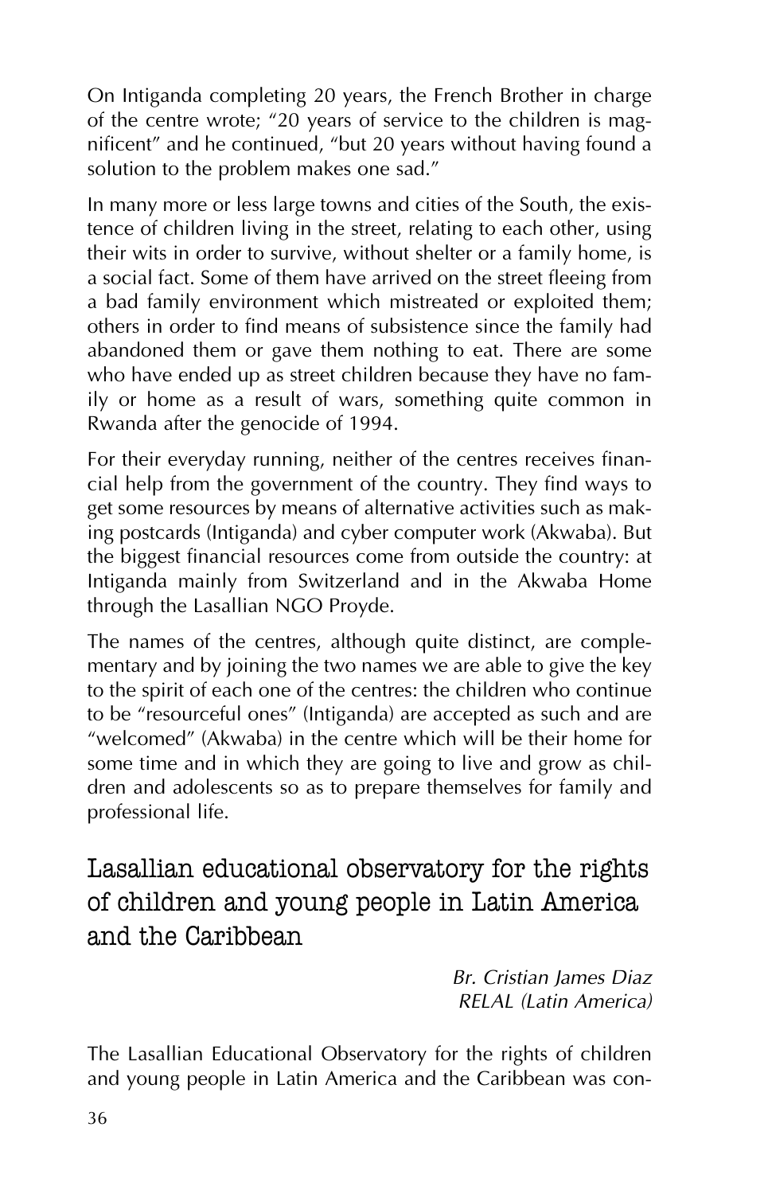On Intiganda completing 20 years, the French Brother in charge of the centre wrote; "20 years of service to the children is magnificent" and he continued, "but 20 years without having found a solution to the problem makes one sad."

In many more or less large towns and cities of the South, the existence of children living in the street, relating to each other, using their wits in order to survive, without shelter or a family home, is a social fact. Some of them have arrived on the street fleeing from a bad family environment which mistreated or exploited them; others in order to find means of subsistence since the family had abandoned them or gave them nothing to eat. There are some who have ended up as street children because they have no family or home as a result of wars, something quite common in Rwanda after the genocide of 1994.

For their everyday running, neither of the centres receives financial help from the government of the country. They find ways to get some resources by means of alternative activities such as making postcards (Intiganda) and cyber computer work (Akwaba). But the biggest financial resources come from outside the country: at Intiganda mainly from Switzerland and in the Akwaba Home through the Lasallian NGO Proyde.

The names of the centres, although quite distinct, are complementary and by joining the two names we are able to give the key to the spirit of each one of the centres: the children who continue to be "resourceful ones" (Intiganda) are accepted as such and are "welcomed" (Akwaba) in the centre which will be their home for some time and in which they are going to live and grow as children and adolescents so as to prepare themselves for family and professional life.

## Lasallian educational observatory for the rights of children and young people in Latin America and the Caribbean

*Br. Cristian James Diaz*
*RELAL (Latin America)*

The Lasallian Educational Observatory for the rights of children and young people in Latin America and the Caribbean was con-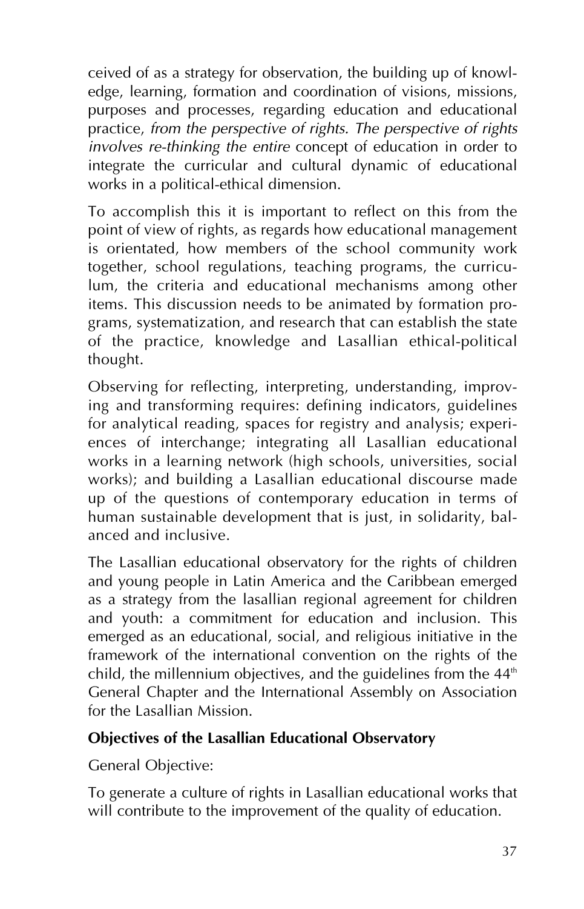ceived of as a strategy for observation, the building up of knowledge, learning, formation and coordination of visions, missions, purposes and processes, regarding education and educational practice, *from the perspective of rights. The perspective of rights involves re-thinking the entire* concept of education in order to integrate the curricular and cultural dynamic of educational works in a political-ethical dimension.

To accomplish this it is important to reflect on this from the point of view of rights, as regards how educational management is orientated, how members of the school community work together, school regulations, teaching programs, the curriculum, the criteria and educational mechanisms among other items. This discussion needs to be animated by formation programs, systematization, and research that can establish the state of the practice, knowledge and Lasallian ethical-political thought.

Observing for reflecting, interpreting, understanding, improving and transforming requires: defining indicators, guidelines for analytical reading, spaces for registry and analysis; experiences of interchange; integrating all Lasallian educational works in a learning network (high schools, universities, social works); and building a Lasallian educational discourse made up of the questions of contemporary education in terms of human sustainable development that is just, in solidarity, balanced and inclusive.

The Lasallian educational observatory for the rights of children and young people in Latin America and the Caribbean emerged as a strategy from the lasallian regional agreement for children and youth: a commitment for education and inclusion. This emerged as an educational, social, and religious initiative in the framework of the international convention on the rights of the child, the millennium objectives, and the guidelines from the 44th General Chapter and the International Assembly on Association for the Lasallian Mission.

**Objectives of the Lasallian Educational Observatory**

General Objective:

To generate a culture of rights in Lasallian educational works that will contribute to the improvement of the quality of education.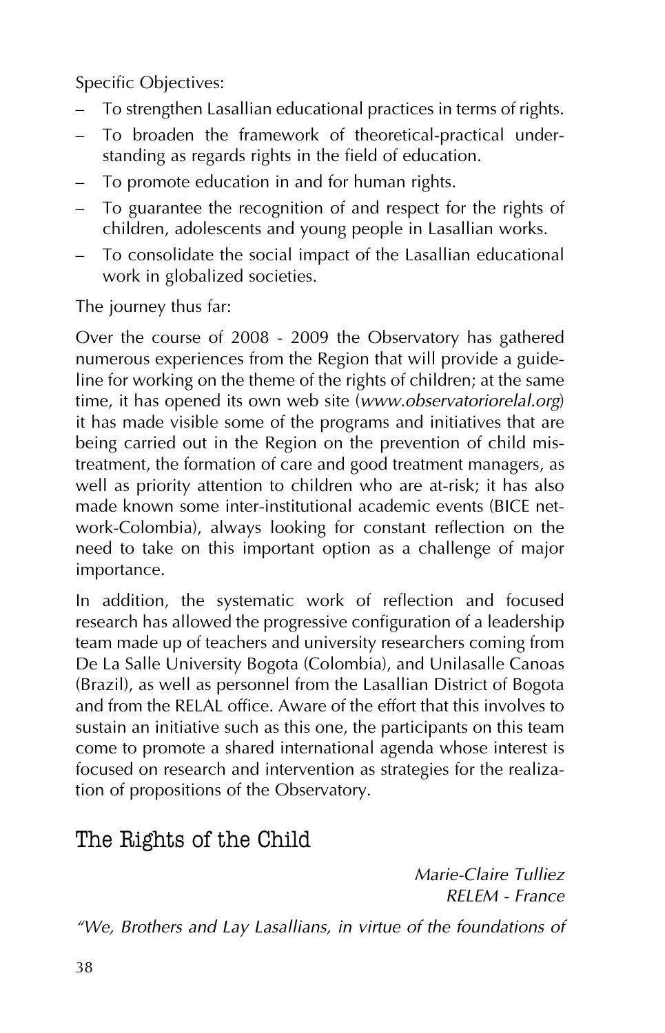Specific Objectives:

- To strengthen Lasallian educational practices in terms of rights.
- To broaden the framework of theoretical-practical understanding as regards rights in the field of education.
- To promote education in and for human rights.
- To guarantee the recognition of and respect for the rights of children, adolescents and young people in Lasallian works.
- To consolidate the social impact of the Lasallian educational work in globalized societies.

The journey thus far:

Over the course of 2008 - 2009 the Observatory has gathered numerous experiences from the Region that will provide a guideline for working on the theme of the rights of children; at the same time, it has opened its own web site (*www.observatoriorelal.org*) it has made visible some of the programs and initiatives that are being carried out in the Region on the prevention of child mistreatment, the formation of care and good treatment managers, as well as priority attention to children who are at-risk; it has also made known some inter-institutional academic events (BICE network-Colombia), always looking for constant reflection on the need to take on this important option as a challenge of major importance.

In addition, the systematic work of reflection and focused research has allowed the progressive configuration of a leadership team made up of teachers and university researchers coming from De La Salle University Bogota (Colombia), and Unilasalle Canoas (Brazil), as well as personnel from the Lasallian District of Bogota and from the RELAL office. Aware of the effort that this involves to sustain an initiative such as this one, the participants on this team come to promote a shared international agenda whose interest is focused on research and intervention as strategies for the realization of propositions of the Observatory.

## The Rights of the Child

*Marie-Claire Tulliez*
*RELEM - France*

*"We, Brothers and Lay Lasallians, in virtue of the foundations of*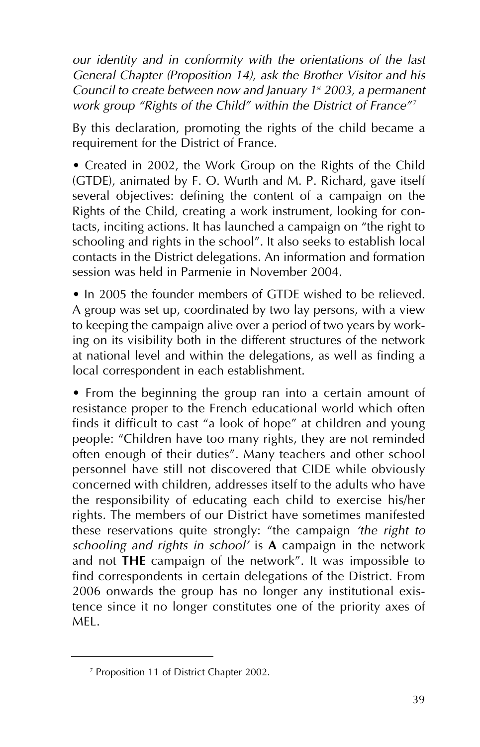*our identity and in conformity with the orientations of the last General Chapter (Proposition 14), ask the Brother Visitor and his Council to create between now and January 1st 2003, a permanent work group "Rights of the Child" within the District of France"*[7]

By this declaration, promoting the rights of the child became a requirement for the District of France.

- Created in 2002, the Work Group on the Rights of the Child (GTDE), animated by F. O. Wurth and M. P. Richard, gave itself several objectives: defining the content of a campaign on the Rights of the Child, creating a work instrument, looking for contacts, inciting actions. It has launched a campaign on "the right to schooling and rights in the school". It also seeks to establish local contacts in the District delegations. An information and formation session was held in Parmenie in November 2004.

- In 2005 the founder members of GTDE wished to be relieved. A group was set up, coordinated by two lay persons, with a view to keeping the campaign alive over a period of two years by working on its visibility both in the different structures of the network at national level and within the delegations, as well as finding a local correspondent in each establishment.

- From the beginning the group ran into a certain amount of resistance proper to the French educational world which often finds it difficult to cast "a look of hope" at children and young people: "Children have too many rights, they are not reminded often enough of their duties". Many teachers and other school personnel have still not discovered that CIDE while obviously concerned with children, addresses itself to the adults who have the responsibility of educating each child to exercise his/her rights. The members of our District have sometimes manifested these reservations quite strongly: "the campaign *'the right to schooling and rights in school'* is **A** campaign in the network and not **THE** campaign of the network". It was impossible to find correspondents in certain delegations of the District. From 2006 onwards the group has no longer any institutional existence since it no longer constitutes one of the priority axes of MEL.

---

[7] Proposition 11 of District Chapter 2002.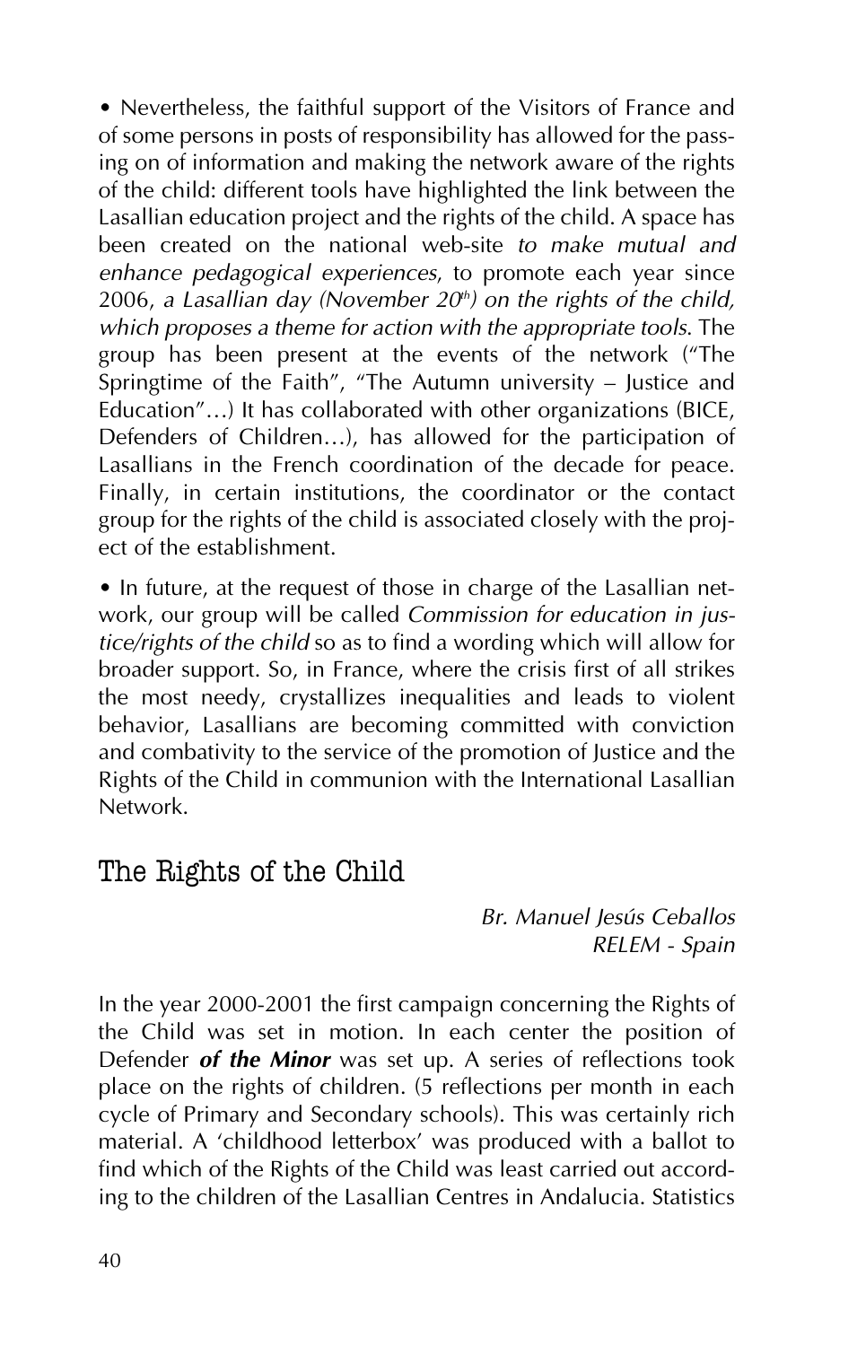• Nevertheless, the faithful support of the Visitors of France and of some persons in posts of responsibility has allowed for the passing on of information and making the network aware of the rights of the child: different tools have highlighted the link between the Lasallian education project and the rights of the child. A space has been created on the national web-site *to make mutual and enhance pedagogical experiences*, to promote each year since 2006, *a Lasallian day (November 20th) on the rights of the child, which proposes a theme for action with the appropriate tools*. The group has been present at the events of the network ("The Springtime of the Faith", "The Autumn university – Justice and Education"…) It has collaborated with other organizations (BICE, Defenders of Children…), has allowed for the participation of Lasallians in the French coordination of the decade for peace. Finally, in certain institutions, the coordinator or the contact group for the rights of the child is associated closely with the project of the establishment.

• In future, at the request of those in charge of the Lasallian network, our group will be called *Commission for education in justice/rights of the child* so as to find a wording which will allow for broader support. So, in France, where the crisis first of all strikes the most needy, crystallizes inequalities and leads to violent behavior, Lasallians are becoming committed with conviction and combativity to the service of the promotion of Justice and the Rights of the Child in communion with the International Lasallian Network.

## The Rights of the Child

*Br. Manuel Jesús Ceballos*
*RELEM - Spain*

In the year 2000-2001 the first campaign concerning the Rights of the Child was set in motion. In each center the position of Defender ***of the Minor*** was set up. A series of reflections took place on the rights of children. (5 reflections per month in each cycle of Primary and Secondary schools). This was certainly rich material. A 'childhood letterbox' was produced with a ballot to find which of the Rights of the Child was least carried out according to the children of the Lasallian Centres in Andalucia. Statistics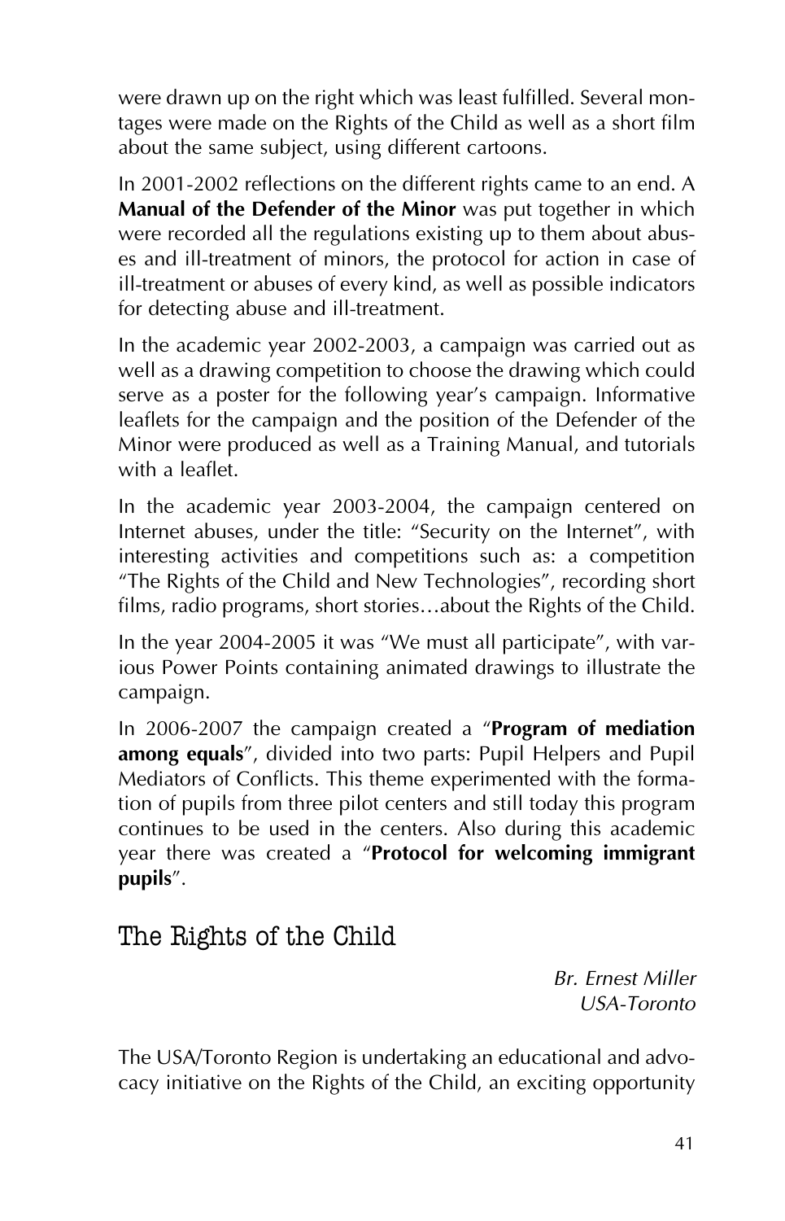were drawn up on the right which was least fulfilled. Several montages were made on the Rights of the Child as well as a short film about the same subject, using different cartoons.

In 2001-2002 reflections on the different rights came to an end. A **Manual of the Defender of the Minor** was put together in which were recorded all the regulations existing up to them about abuses and ill-treatment of minors, the protocol for action in case of ill-treatment or abuses of every kind, as well as possible indicators for detecting abuse and ill-treatment.

In the academic year 2002-2003, a campaign was carried out as well as a drawing competition to choose the drawing which could serve as a poster for the following year's campaign. Informative leaflets for the campaign and the position of the Defender of the Minor were produced as well as a Training Manual, and tutorials with a leaflet.

In the academic year 2003-2004, the campaign centered on Internet abuses, under the title: "Security on the Internet", with interesting activities and competitions such as: a competition "The Rights of the Child and New Technologies", recording short films, radio programs, short stories…about the Rights of the Child.

In the year 2004-2005 it was "We must all participate", with various Power Points containing animated drawings to illustrate the campaign.

In 2006-2007 the campaign created a "**Program of mediation among equals**", divided into two parts: Pupil Helpers and Pupil Mediators of Conflicts. This theme experimented with the formation of pupils from three pilot centers and still today this program continues to be used in the centers. Also during this academic year there was created a "**Protocol for welcoming immigrant pupils**".

## The Rights of the Child

*Br. Ernest Miller*
*USA-Toronto*

The USA/Toronto Region is undertaking an educational and advocacy initiative on the Rights of the Child, an exciting opportunity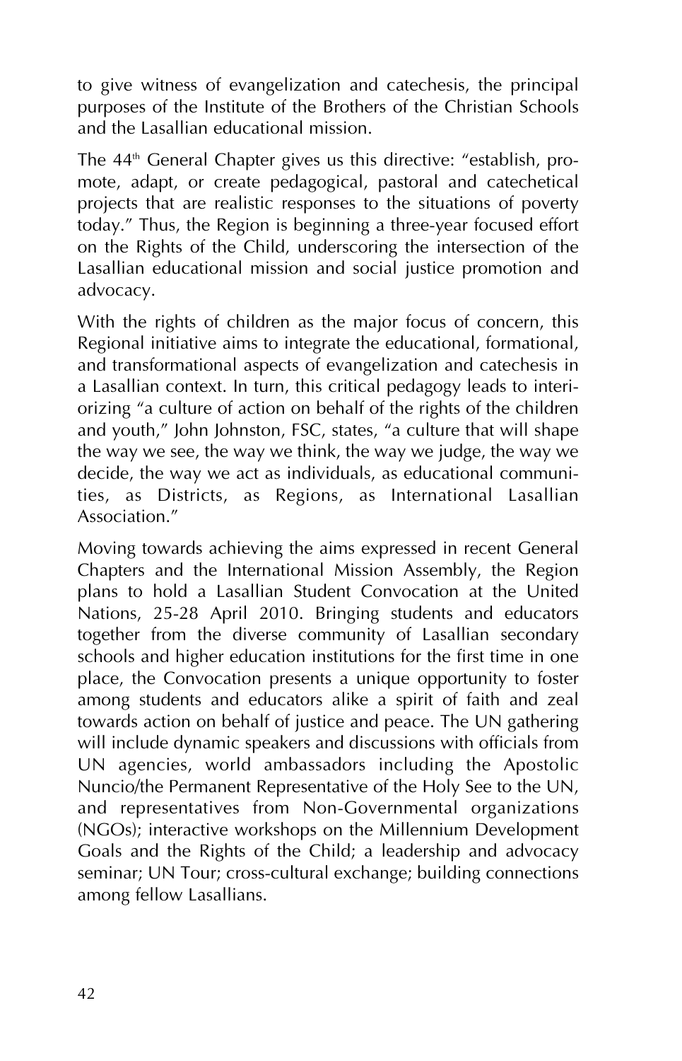to give witness of evangelization and catechesis, the principal purposes of the Institute of the Brothers of the Christian Schools and the Lasallian educational mission.

The 44th General Chapter gives us this directive: "establish, promote, adapt, or create pedagogical, pastoral and catechetical projects that are realistic responses to the situations of poverty today." Thus, the Region is beginning a three-year focused effort on the Rights of the Child, underscoring the intersection of the Lasallian educational mission and social justice promotion and advocacy.

With the rights of children as the major focus of concern, this Regional initiative aims to integrate the educational, formational, and transformational aspects of evangelization and catechesis in a Lasallian context. In turn, this critical pedagogy leads to interiorizing "a culture of action on behalf of the rights of the children and youth," John Johnston, FSC, states, "a culture that will shape the way we see, the way we think, the way we judge, the way we decide, the way we act as individuals, as educational communities, as Districts, as Regions, as International Lasallian Association."

Moving towards achieving the aims expressed in recent General Chapters and the International Mission Assembly, the Region plans to hold a Lasallian Student Convocation at the United Nations, 25-28 April 2010. Bringing students and educators together from the diverse community of Lasallian secondary schools and higher education institutions for the first time in one place, the Convocation presents a unique opportunity to foster among students and educators alike a spirit of faith and zeal towards action on behalf of justice and peace. The UN gathering will include dynamic speakers and discussions with officials from UN agencies, world ambassadors including the Apostolic Nuncio/the Permanent Representative of the Holy See to the UN, and representatives from Non-Governmental organizations (NGOs); interactive workshops on the Millennium Development Goals and the Rights of the Child; a leadership and advocacy seminar; UN Tour; cross-cultural exchange; building connections among fellow Lasallians.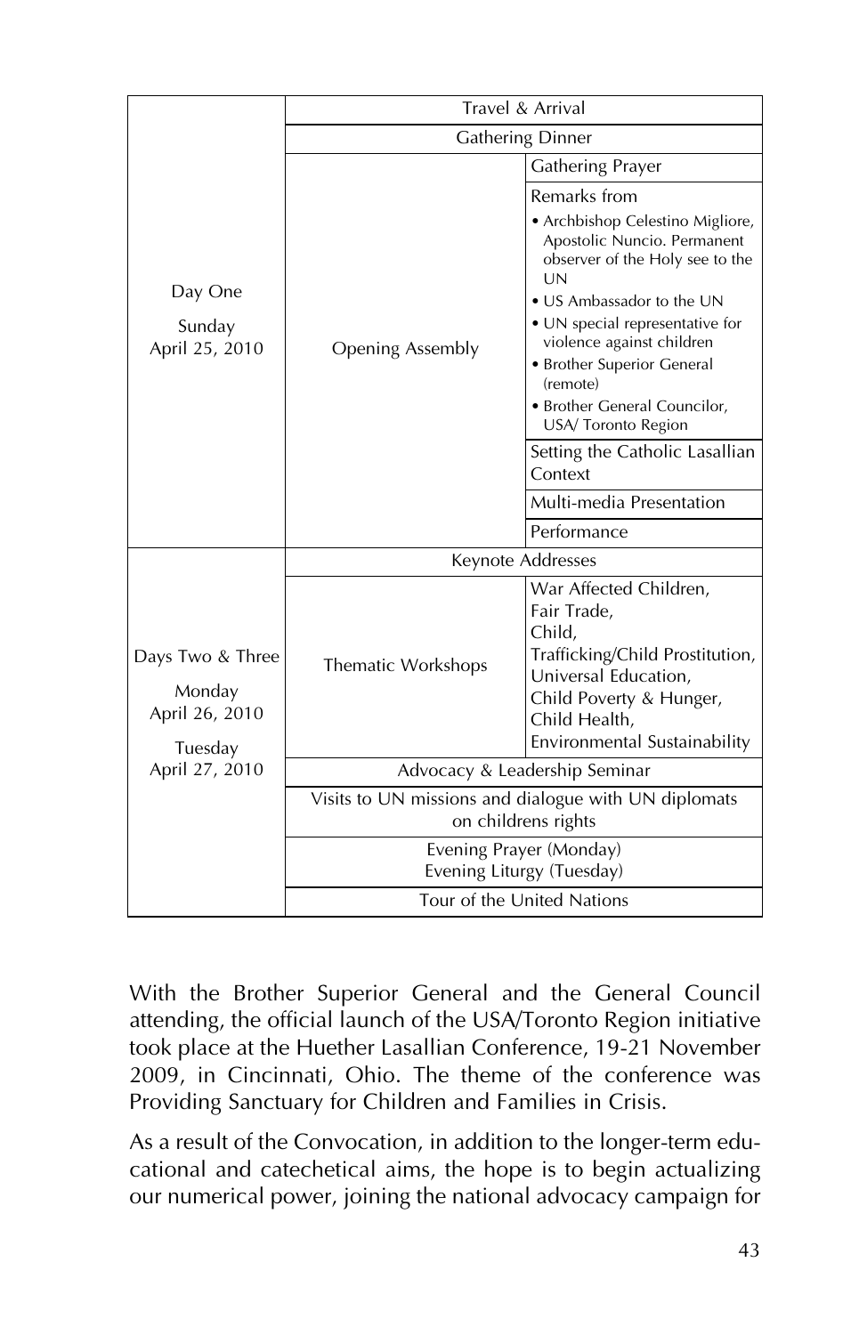| | | |
|---|---|---|
| Day One<br><br>Sunday<br>April 25, 2010 | Travel & Arrival | |
| | Gathering Dinner | |
| | Opening Assembly | Gathering Prayer |
| | | Remarks from<br>• Archbishop Celestino Migliore, Apostolic Nuncio. Permanent observer of the Holy see to the UN<br>• US Ambassador to the UN<br>• UN special representative for violence against children<br>• Brother Superior General (remote)<br>• Brother General Councilor, USA/ Toronto Region |
| | | Setting the Catholic Lasallian Context |
| | | Multi-media Presentation |
| | | Performance |
| Days Two & Three<br><br>Monday<br>April 26, 2010<br><br>Tuesday<br>April 27, 2010 | Keynote Addresses | |
| | Thematic Workshops | War Affected Children,<br>Fair Trade,<br>Child,<br>Trafficking/Child Prostitution,<br>Universal Education,<br>Child Poverty & Hunger,<br>Child Health,<br>Environmental Sustainability |
| | Advocacy & Leadership Seminar | |
| | Visits to UN missions and dialogue with UN diplomats on childrens rights | |
| | Evening Prayer (Monday)<br>Evening Liturgy (Tuesday) | |
| | Tour of the United Nations | |

With the Brother Superior General and the General Council attending, the official launch of the USA/Toronto Region initiative took place at the Huether Lasallian Conference, 19-21 November 2009, in Cincinnati, Ohio. The theme of the conference was Providing Sanctuary for Children and Families in Crisis.

As a result of the Convocation, in addition to the longer-term educational and catechetical aims, the hope is to begin actualizing our numerical power, joining the national advocacy campaign for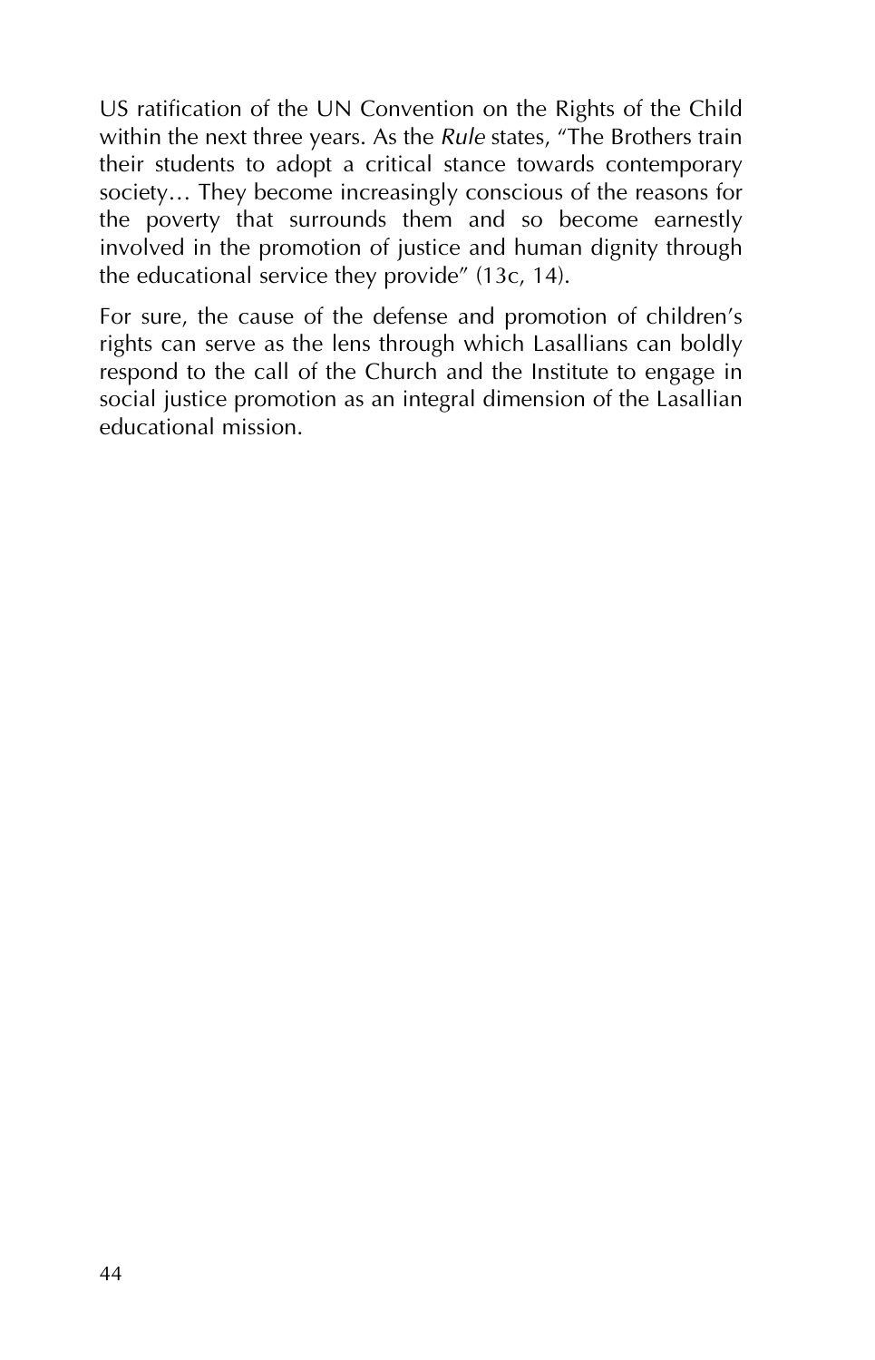US ratification of the UN Convention on the Rights of the Child within the next three years. As the *Rule* states, "The Brothers train their students to adopt a critical stance towards contemporary society… They become increasingly conscious of the reasons for the poverty that surrounds them and so become earnestly involved in the promotion of justice and human dignity through the educational service they provide" (13c, 14).

For sure, the cause of the defense and promotion of children's rights can serve as the lens through which Lasallians can boldly respond to the call of the Church and the Institute to engage in social justice promotion as an integral dimension of the Lasallian educational mission.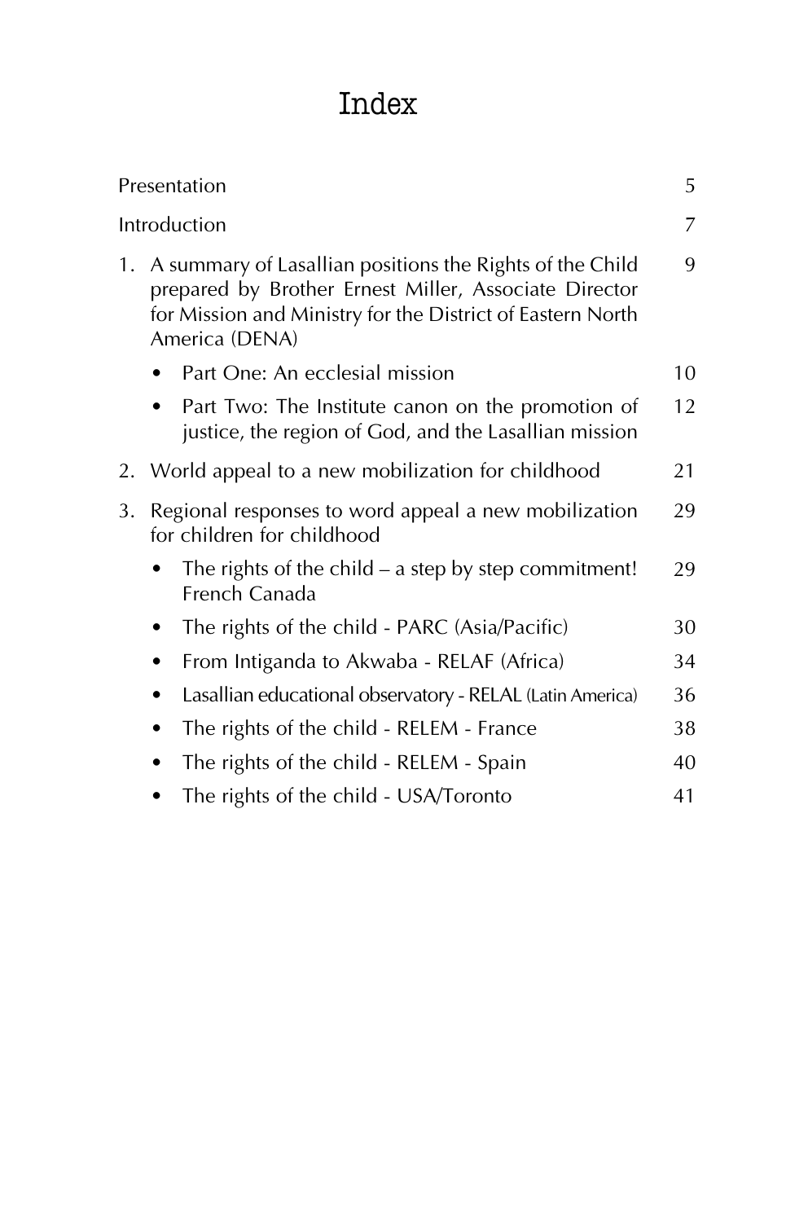# Index

| | |
|---|---|
| Presentation | 5 |
| Introduction | 7 |
| 1. A summary of Lasallian positions the Rights of the Child prepared by Brother Ernest Miller, Associate Director for Mission and Ministry for the District of Eastern North America (DENA) | 9 |
| • Part One: An ecclesial mission | 10 |
| • Part Two: The Institute canon on the promotion of justice, the region of God, and the Lasallian mission | 12 |
| 2. World appeal to a new mobilization for childhood | 21 |
| 3. Regional responses to word appeal a new mobilization for children for childhood | 29 |
| • The rights of the child – a step by step commitment! French Canada | 29 |
| • The rights of the child - PARC (Asia/Pacific) | 30 |
| • From Intiganda to Akwaba - RELAF (Africa) | 34 |
| • Lasallian educational observatory - RELAL (Latin America) | 36 |
| • The rights of the child - RELEM - France | 38 |
| • The rights of the child - RELEM - Spain | 40 |
| • The rights of the child - USA/Toronto | 41 |